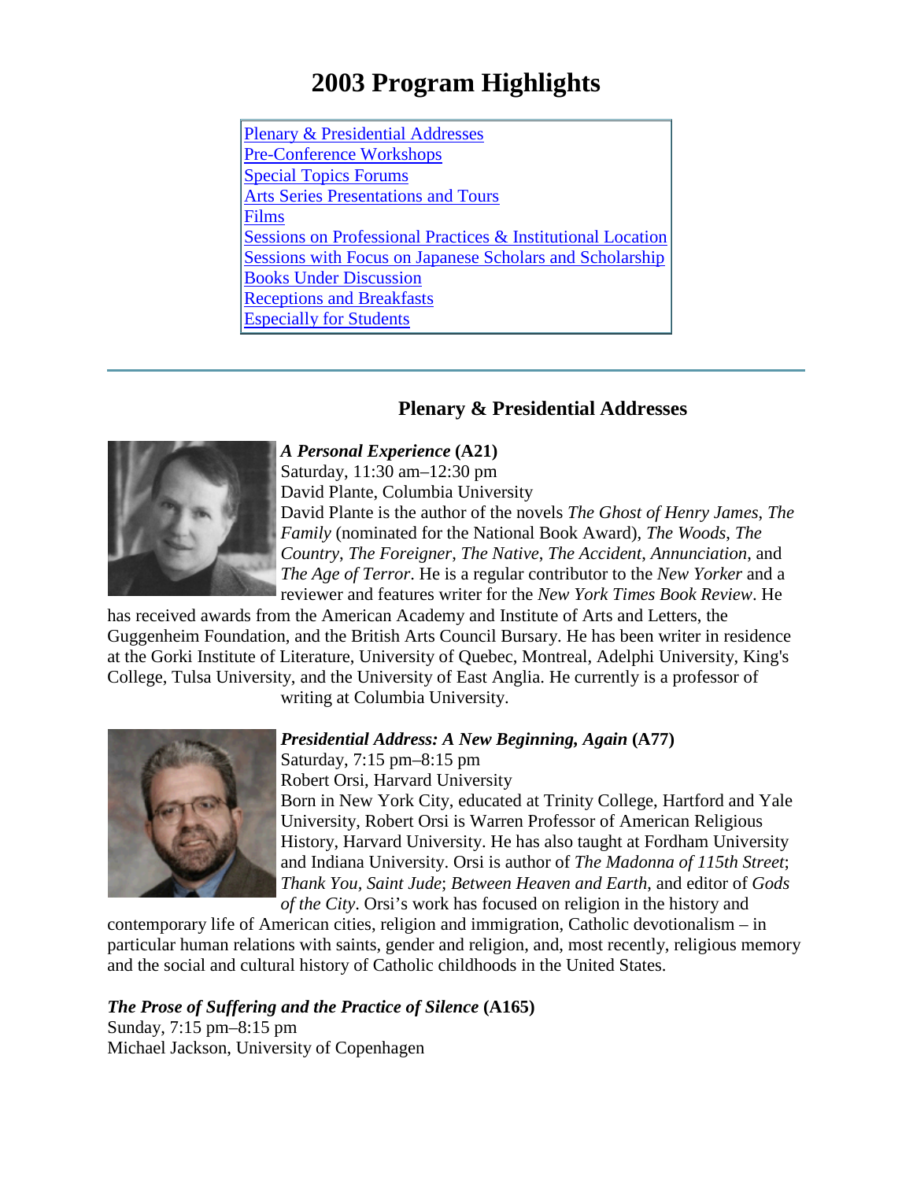# 2003 Program Highlights

- Plenary & Presidential Addresses
- Pre-Conference Workshops
- Special Topics Forums
- Arts Series Presentations and Tours
- Films
- Sessions on Professional Practices & Institutional Location
- Sessions with Focus on Japanese Scholars and Scholarship
- Books Under Discussion
- Receptions and Breakfasts
- Especially for Students

---

## Plenary & Presidential Addresses

***A Personal Experience*** **(A21)**
Saturday, 11:30 am–12:30 pm
David Plante, Columbia University
David Plante is the author of the novels *The Ghost of Henry James*, *The Family* (nominated for the National Book Award), *The Woods*, *The Country*, *The Foreigner*, *The Native*, *The Accident*, *Annunciation*, and *The Age of Terror*. He is a regular contributor to the *New Yorker* and a reviewer and features writer for the *New York Times Book Review*. He has received awards from the American Academy and Institute of Arts and Letters, the Guggenheim Foundation, and the British Arts Council Bursary. He has been writer in residence at the Gorki Institute of Literature, University of Quebec, Montreal, Adelphi University, King's College, Tulsa University, and the University of East Anglia. He currently is a professor of writing at Columbia University.

***Presidential Address: A New Beginning, Again*** **(A77)**
Saturday, 7:15 pm–8:15 pm
Robert Orsi, Harvard University
Born in New York City, educated at Trinity College, Hartford and Yale University, Robert Orsi is Warren Professor of American Religious History, Harvard University. He has also taught at Fordham University and Indiana University. Orsi is author of *The Madonna of 115th Street*; *Thank You, Saint Jude*; *Between Heaven and Earth*, and editor of *Gods of the City*. Orsi's work has focused on religion in the history and contemporary life of American cities, religion and immigration, Catholic devotionalism – in particular human relations with saints, gender and religion, and, most recently, religious memory and the social and cultural history of Catholic childhoods in the United States.

***The Prose of Suffering and the Practice of Silence*** **(A165)**
Sunday, 7:15 pm–8:15 pm
Michael Jackson, University of Copenhagen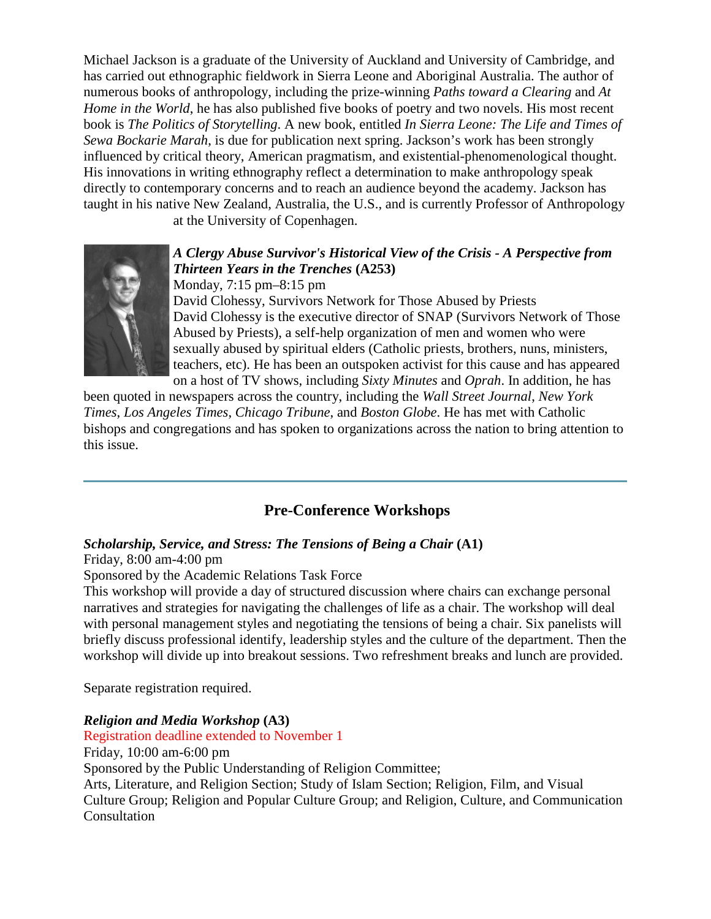Michael Jackson is a graduate of the University of Auckland and University of Cambridge, and has carried out ethnographic fieldwork in Sierra Leone and Aboriginal Australia. The author of numerous books of anthropology, including the prize-winning *Paths toward a Clearing* and *At Home in the World*, he has also published five books of poetry and two novels. His most recent book is *The Politics of Storytelling*. A new book, entitled *In Sierra Leone: The Life and Times of Sewa Bockarie Marah*, is due for publication next spring. Jackson's work has been strongly influenced by critical theory, American pragmatism, and existential-phenomenological thought. His innovations in writing ethnography reflect a determination to make anthropology speak directly to contemporary concerns and to reach an audience beyond the academy. Jackson has taught in his native New Zealand, Australia, the U.S., and is currently Professor of Anthropology at the University of Copenhagen.

***A Clergy Abuse Survivor's Historical View of the Crisis - A Perspective from Thirteen Years in the Trenches*** **(A253)**
Monday, 7:15 pm–8:15 pm
David Clohessy, Survivors Network for Those Abused by Priests
David Clohessy is the executive director of SNAP (Survivors Network of Those Abused by Priests), a self-help organization of men and women who were sexually abused by spiritual elders (Catholic priests, brothers, nuns, ministers, teachers, etc). He has been an outspoken activist for this cause and has appeared on a host of TV shows, including *Sixty Minutes* and *Oprah*. In addition, he has been quoted in newspapers across the country, including the *Wall Street Journal*, *New York Times*, *Los Angeles Times*, *Chicago Tribune*, and *Boston Globe*. He has met with Catholic bishops and congregations and has spoken to organizations across the nation to bring attention to this issue.

---

## Pre-Conference Workshops

***Scholarship, Service, and Stress: The Tensions of Being a Chair*** **(A1)**
Friday, 8:00 am-4:00 pm
Sponsored by the Academic Relations Task Force
This workshop will provide a day of structured discussion where chairs can exchange personal narratives and strategies for navigating the challenges of life as a chair. The workshop will deal with personal management styles and negotiating the tensions of being a chair. Six panelists will briefly discuss professional identify, leadership styles and the culture of the department. Then the workshop will divide up into breakout sessions. Two refreshment breaks and lunch are provided.

Separate registration required.

***Religion and Media Workshop*** **(A3)**
Registration deadline extended to November 1
Friday, 10:00 am-6:00 pm
Sponsored by the Public Understanding of Religion Committee;
Arts, Literature, and Religion Section; Study of Islam Section; Religion, Film, and Visual Culture Group; Religion and Popular Culture Group; and Religion, Culture, and Communication Consultation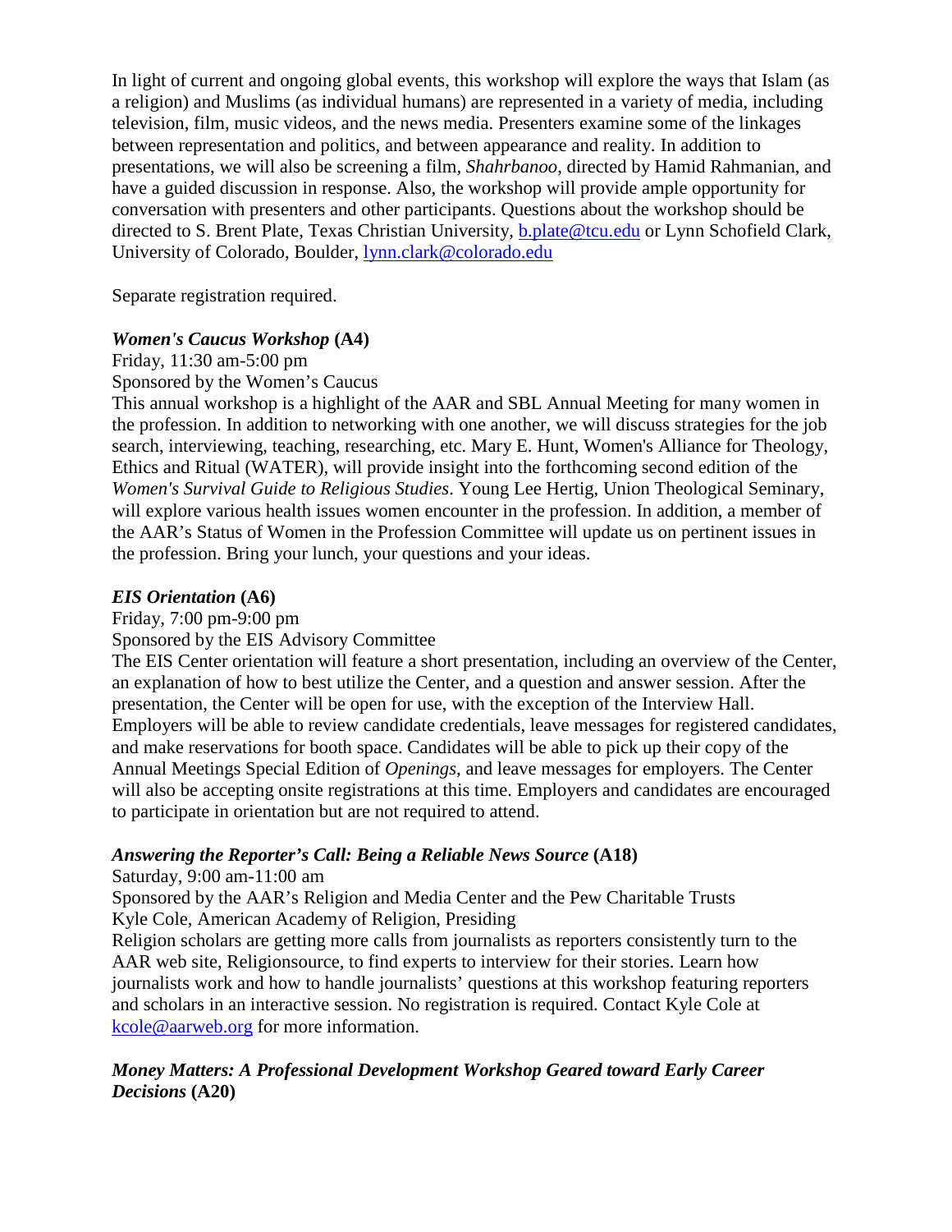In light of current and ongoing global events, this workshop will explore the ways that Islam (as a religion) and Muslims (as individual humans) are represented in a variety of media, including television, film, music videos, and the news media. Presenters examine some of the linkages between representation and politics, and between appearance and reality. In addition to presentations, we will also be screening a film, *Shahrbanoo*, directed by Hamid Rahmanian, and have a guided discussion in response. Also, the workshop will provide ample opportunity for conversation with presenters and other participants. Questions about the workshop should be directed to S. Brent Plate, Texas Christian University, b.plate@tcu.edu or Lynn Schofield Clark, University of Colorado, Boulder, lynn.clark@colorado.edu

Separate registration required.

***Women's Caucus Workshop* (A4)**

Friday, 11:30 am-5:00 pm

Sponsored by the Women's Caucus

This annual workshop is a highlight of the AAR and SBL Annual Meeting for many women in the profession. In addition to networking with one another, we will discuss strategies for the job search, interviewing, teaching, researching, etc. Mary E. Hunt, Women's Alliance for Theology, Ethics and Ritual (WATER), will provide insight into the forthcoming second edition of the *Women's Survival Guide to Religious Studies*. Young Lee Hertig, Union Theological Seminary, will explore various health issues women encounter in the profession. In addition, a member of the AAR's Status of Women in the Profession Committee will update us on pertinent issues in the profession. Bring your lunch, your questions and your ideas.

***EIS Orientation* (A6)**

Friday, 7:00 pm-9:00 pm

Sponsored by the EIS Advisory Committee

The EIS Center orientation will feature a short presentation, including an overview of the Center, an explanation of how to best utilize the Center, and a question and answer session. After the presentation, the Center will be open for use, with the exception of the Interview Hall. Employers will be able to review candidate credentials, leave messages for registered candidates, and make reservations for booth space. Candidates will be able to pick up their copy of the Annual Meetings Special Edition of *Openings*, and leave messages for employers. The Center will also be accepting onsite registrations at this time. Employers and candidates are encouraged to participate in orientation but are not required to attend.

***Answering the Reporter's Call: Being a Reliable News Source* (A18)**

Saturday, 9:00 am-11:00 am

Sponsored by the AAR's Religion and Media Center and the Pew Charitable Trusts

Kyle Cole, American Academy of Religion, Presiding

Religion scholars are getting more calls from journalists as reporters consistently turn to the AAR web site, Religionsource, to find experts to interview for their stories. Learn how journalists work and how to handle journalists' questions at this workshop featuring reporters and scholars in an interactive session. No registration is required. Contact Kyle Cole at kcole@aarweb.org for more information.

***Money Matters: A Professional Development Workshop Geared toward Early Career Decisions* (A20)**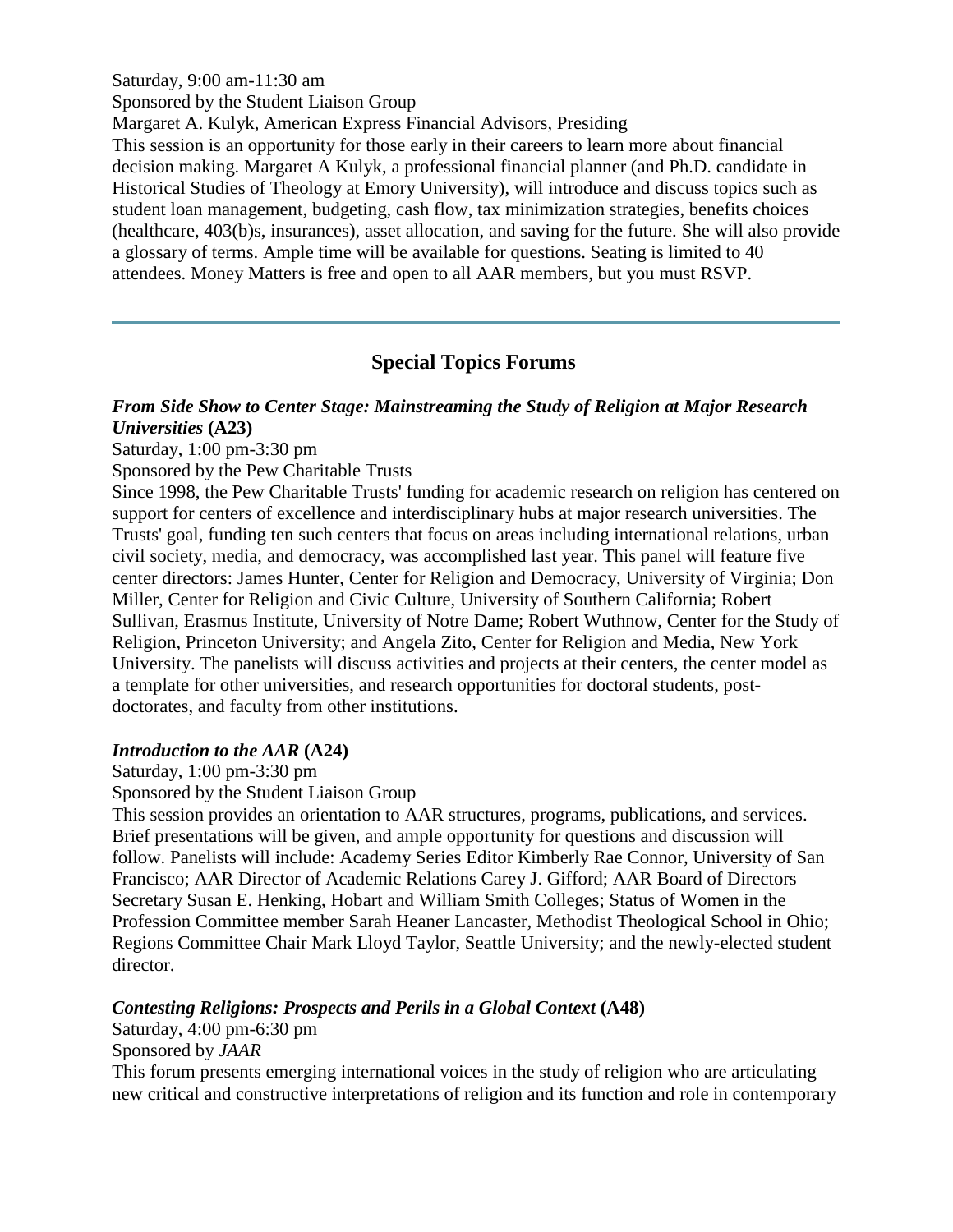Saturday, 9:00 am-11:30 am
Sponsored by the Student Liaison Group
Margaret A. Kulyk, American Express Financial Advisors, Presiding
This session is an opportunity for those early in their careers to learn more about financial decision making. Margaret A Kulyk, a professional financial planner (and Ph.D. candidate in Historical Studies of Theology at Emory University), will introduce and discuss topics such as student loan management, budgeting, cash flow, tax minimization strategies, benefits choices (healthcare, 403(b)s, insurances), asset allocation, and saving for the future. She will also provide a glossary of terms. Ample time will be available for questions. Seating is limited to 40 attendees. Money Matters is free and open to all AAR members, but you must RSVP.

---

## Special Topics Forums

***From Side Show to Center Stage: Mainstreaming the Study of Religion at Major Research Universities* (A23)**
Saturday, 1:00 pm-3:30 pm
Sponsored by the Pew Charitable Trusts
Since 1998, the Pew Charitable Trusts' funding for academic research on religion has centered on support for centers of excellence and interdisciplinary hubs at major research universities. The Trusts' goal, funding ten such centers that focus on areas including international relations, urban civil society, media, and democracy, was accomplished last year. This panel will feature five center directors: James Hunter, Center for Religion and Democracy, University of Virginia; Don Miller, Center for Religion and Civic Culture, University of Southern California; Robert Sullivan, Erasmus Institute, University of Notre Dame; Robert Wuthnow, Center for the Study of Religion, Princeton University; and Angela Zito, Center for Religion and Media, New York University. The panelists will discuss activities and projects at their centers, the center model as a template for other universities, and research opportunities for doctoral students, post-doctorates, and faculty from other institutions.

***Introduction to the AAR* (A24)**
Saturday, 1:00 pm-3:30 pm
Sponsored by the Student Liaison Group
This session provides an orientation to AAR structures, programs, publications, and services. Brief presentations will be given, and ample opportunity for questions and discussion will follow. Panelists will include: Academy Series Editor Kimberly Rae Connor, University of San Francisco; AAR Director of Academic Relations Carey J. Gifford; AAR Board of Directors Secretary Susan E. Henking, Hobart and William Smith Colleges; Status of Women in the Profession Committee member Sarah Heaner Lancaster, Methodist Theological School in Ohio; Regions Committee Chair Mark Lloyd Taylor, Seattle University; and the newly-elected student director.

***Contesting Religions: Prospects and Perils in a Global Context* (A48)**
Saturday, 4:00 pm-6:30 pm
Sponsored by *JAAR*
This forum presents emerging international voices in the study of religion who are articulating new critical and constructive interpretations of religion and its function and role in contemporary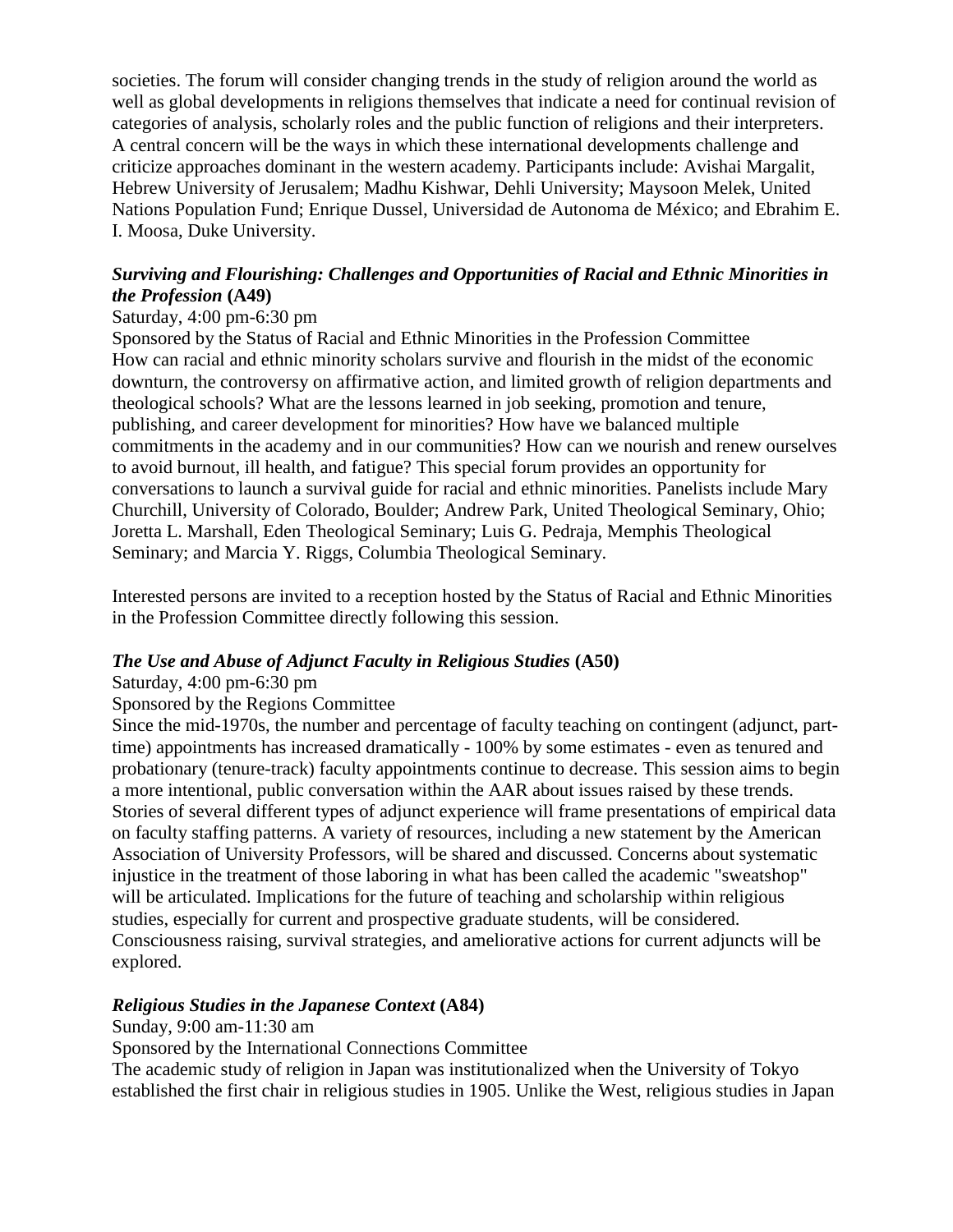societies. The forum will consider changing trends in the study of religion around the world as well as global developments in religions themselves that indicate a need for continual revision of categories of analysis, scholarly roles and the public function of religions and their interpreters. A central concern will be the ways in which these international developments challenge and criticize approaches dominant in the western academy. Participants include: Avishai Margalit, Hebrew University of Jerusalem; Madhu Kishwar, Dehli University; Maysoon Melek, United Nations Population Fund; Enrique Dussel, Universidad de Autonoma de México; and Ebrahim E. I. Moosa, Duke University.

***Surviving and Flourishing: Challenges and Opportunities of Racial and Ethnic Minorities in the Profession* (A49)**

Saturday, 4:00 pm-6:30 pm

Sponsored by the Status of Racial and Ethnic Minorities in the Profession Committee

How can racial and ethnic minority scholars survive and flourish in the midst of the economic downturn, the controversy on affirmative action, and limited growth of religion departments and theological schools? What are the lessons learned in job seeking, promotion and tenure, publishing, and career development for minorities? How have we balanced multiple commitments in the academy and in our communities? How can we nourish and renew ourselves to avoid burnout, ill health, and fatigue? This special forum provides an opportunity for conversations to launch a survival guide for racial and ethnic minorities. Panelists include Mary Churchill, University of Colorado, Boulder; Andrew Park, United Theological Seminary, Ohio; Joretta L. Marshall, Eden Theological Seminary; Luis G. Pedraja, Memphis Theological Seminary; and Marcia Y. Riggs, Columbia Theological Seminary.

Interested persons are invited to a reception hosted by the Status of Racial and Ethnic Minorities in the Profession Committee directly following this session.

***The Use and Abuse of Adjunct Faculty in Religious Studies* (A50)**

Saturday, 4:00 pm-6:30 pm

Sponsored by the Regions Committee

Since the mid-1970s, the number and percentage of faculty teaching on contingent (adjunct, part-time) appointments has increased dramatically - 100% by some estimates - even as tenured and probationary (tenure-track) faculty appointments continue to decrease. This session aims to begin a more intentional, public conversation within the AAR about issues raised by these trends. Stories of several different types of adjunct experience will frame presentations of empirical data on faculty staffing patterns. A variety of resources, including a new statement by the American Association of University Professors, will be shared and discussed. Concerns about systematic injustice in the treatment of those laboring in what has been called the academic "sweatshop" will be articulated. Implications for the future of teaching and scholarship within religious studies, especially for current and prospective graduate students, will be considered. Consciousness raising, survival strategies, and ameliorative actions for current adjuncts will be explored.

***Religious Studies in the Japanese Context* (A84)**

Sunday, 9:00 am-11:30 am

Sponsored by the International Connections Committee

The academic study of religion in Japan was institutionalized when the University of Tokyo established the first chair in religious studies in 1905. Unlike the West, religious studies in Japan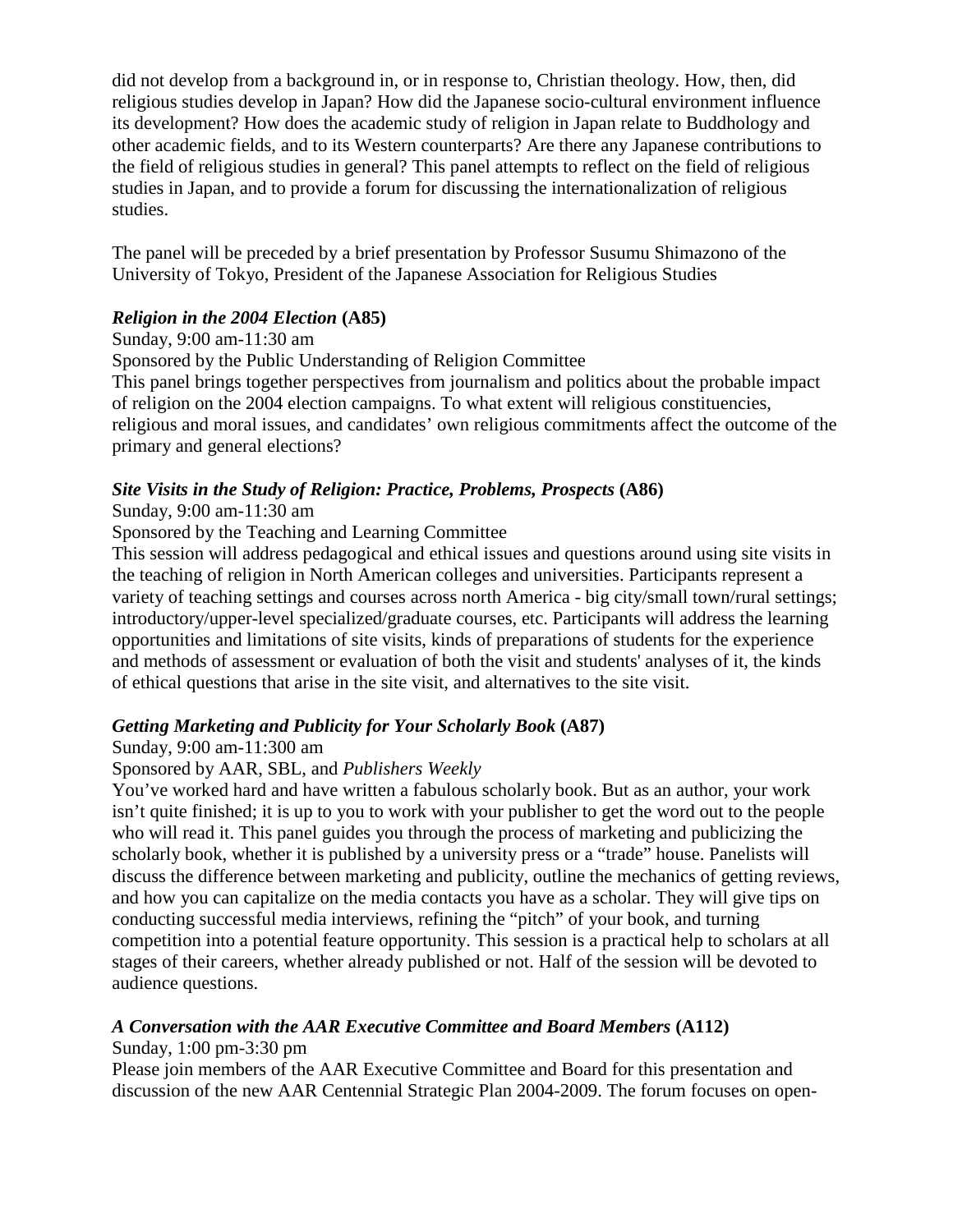did not develop from a background in, or in response to, Christian theology. How, then, did religious studies develop in Japan? How did the Japanese socio-cultural environment influence its development? How does the academic study of religion in Japan relate to Buddhology and other academic fields, and to its Western counterparts? Are there any Japanese contributions to the field of religious studies in general? This panel attempts to reflect on the field of religious studies in Japan, and to provide a forum for discussing the internationalization of religious studies.

The panel will be preceded by a brief presentation by Professor Susumu Shimazono of the University of Tokyo, President of the Japanese Association for Religious Studies

***Religion in the 2004 Election* (A85)**

Sunday, 9:00 am-11:30 am

Sponsored by the Public Understanding of Religion Committee

This panel brings together perspectives from journalism and politics about the probable impact of religion on the 2004 election campaigns. To what extent will religious constituencies, religious and moral issues, and candidates' own religious commitments affect the outcome of the primary and general elections?

***Site Visits in the Study of Religion: Practice, Problems, Prospects* (A86)**

Sunday, 9:00 am-11:30 am

Sponsored by the Teaching and Learning Committee

This session will address pedagogical and ethical issues and questions around using site visits in the teaching of religion in North American colleges and universities. Participants represent a variety of teaching settings and courses across north America - big city/small town/rural settings; introductory/upper-level specialized/graduate courses, etc. Participants will address the learning opportunities and limitations of site visits, kinds of preparations of students for the experience and methods of assessment or evaluation of both the visit and students' analyses of it, the kinds of ethical questions that arise in the site visit, and alternatives to the site visit.

***Getting Marketing and Publicity for Your Scholarly Book* (A87)**

Sunday, 9:00 am-11:300 am

Sponsored by AAR, SBL, and *Publishers Weekly*

You've worked hard and have written a fabulous scholarly book. But as an author, your work isn't quite finished; it is up to you to work with your publisher to get the word out to the people who will read it. This panel guides you through the process of marketing and publicizing the scholarly book, whether it is published by a university press or a "trade" house. Panelists will discuss the difference between marketing and publicity, outline the mechanics of getting reviews, and how you can capitalize on the media contacts you have as a scholar. They will give tips on conducting successful media interviews, refining the "pitch" of your book, and turning competition into a potential feature opportunity. This session is a practical help to scholars at all stages of their careers, whether already published or not. Half of the session will be devoted to audience questions.

***A Conversation with the AAR Executive Committee and Board Members* (A112)**

Sunday, 1:00 pm-3:30 pm

Please join members of the AAR Executive Committee and Board for this presentation and discussion of the new AAR Centennial Strategic Plan 2004-2009. The forum focuses on open-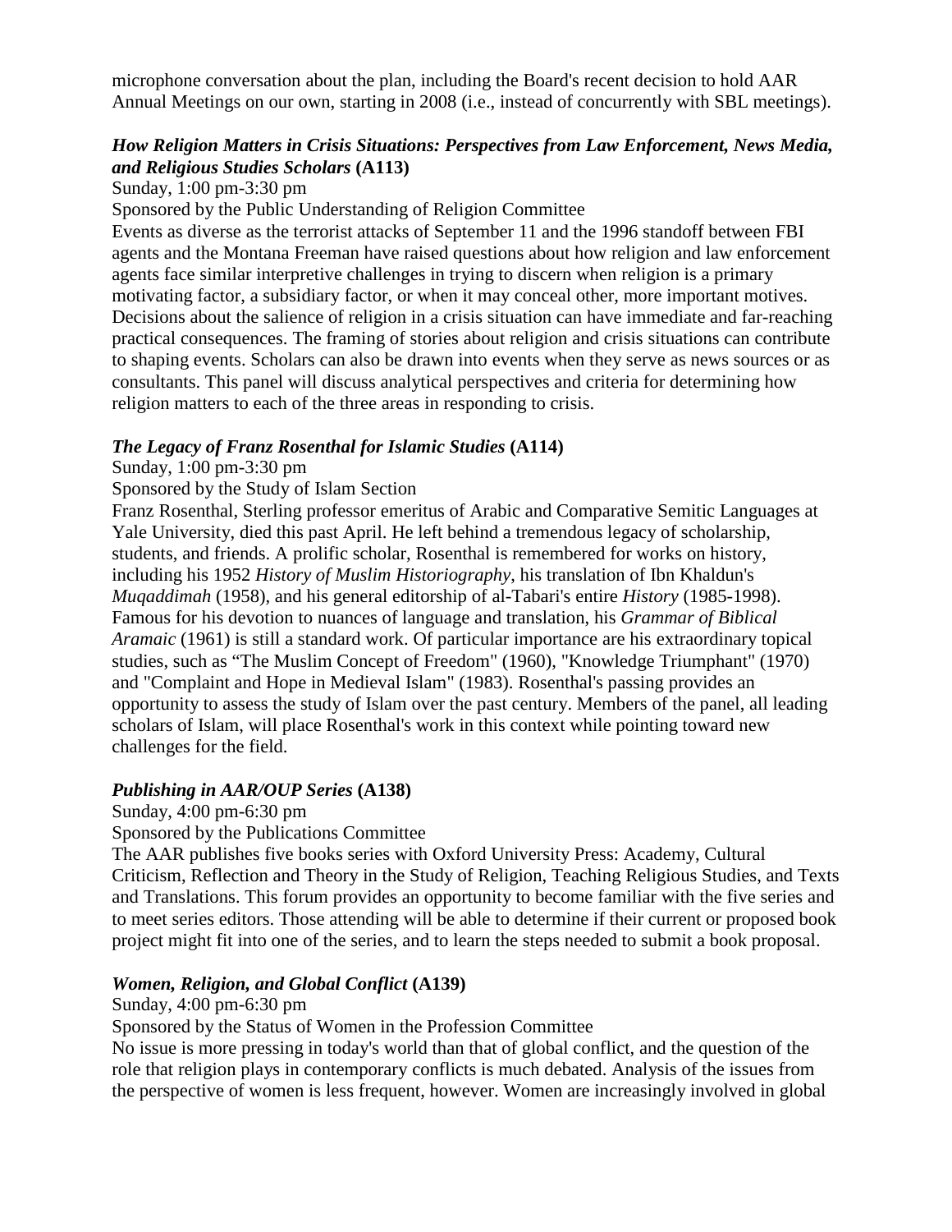microphone conversation about the plan, including the Board's recent decision to hold AAR Annual Meetings on our own, starting in 2008 (i.e., instead of concurrently with SBL meetings).

***How Religion Matters in Crisis Situations: Perspectives from Law Enforcement, News Media, and Religious Studies Scholars*** **(A113)**

Sunday, 1:00 pm-3:30 pm

Sponsored by the Public Understanding of Religion Committee

Events as diverse as the terrorist attacks of September 11 and the 1996 standoff between FBI agents and the Montana Freeman have raised questions about how religion and law enforcement agents face similar interpretive challenges in trying to discern when religion is a primary motivating factor, a subsidiary factor, or when it may conceal other, more important motives. Decisions about the salience of religion in a crisis situation can have immediate and far-reaching practical consequences. The framing of stories about religion and crisis situations can contribute to shaping events. Scholars can also be drawn into events when they serve as news sources or as consultants. This panel will discuss analytical perspectives and criteria for determining how religion matters to each of the three areas in responding to crisis.

***The Legacy of Franz Rosenthal for Islamic Studies*** **(A114)**

Sunday, 1:00 pm-3:30 pm

Sponsored by the Study of Islam Section

Franz Rosenthal, Sterling professor emeritus of Arabic and Comparative Semitic Languages at Yale University, died this past April. He left behind a tremendous legacy of scholarship, students, and friends. A prolific scholar, Rosenthal is remembered for works on history, including his 1952 *History of Muslim Historiography*, his translation of Ibn Khaldun's *Muqaddimah* (1958), and his general editorship of al-Tabari's entire *History* (1985-1998). Famous for his devotion to nuances of language and translation, his *Grammar of Biblical Aramaic* (1961) is still a standard work. Of particular importance are his extraordinary topical studies, such as "The Muslim Concept of Freedom" (1960), "Knowledge Triumphant" (1970) and "Complaint and Hope in Medieval Islam" (1983). Rosenthal's passing provides an opportunity to assess the study of Islam over the past century. Members of the panel, all leading scholars of Islam, will place Rosenthal's work in this context while pointing toward new challenges for the field.

***Publishing in AAR/OUP Series*** **(A138)**

Sunday, 4:00 pm-6:30 pm

Sponsored by the Publications Committee

The AAR publishes five books series with Oxford University Press: Academy, Cultural Criticism, Reflection and Theory in the Study of Religion, Teaching Religious Studies, and Texts and Translations. This forum provides an opportunity to become familiar with the five series and to meet series editors. Those attending will be able to determine if their current or proposed book project might fit into one of the series, and to learn the steps needed to submit a book proposal.

***Women, Religion, and Global Conflict*** **(A139)**

Sunday, 4:00 pm-6:30 pm

Sponsored by the Status of Women in the Profession Committee

No issue is more pressing in today's world than that of global conflict, and the question of the role that religion plays in contemporary conflicts is much debated. Analysis of the issues from the perspective of women is less frequent, however. Women are increasingly involved in global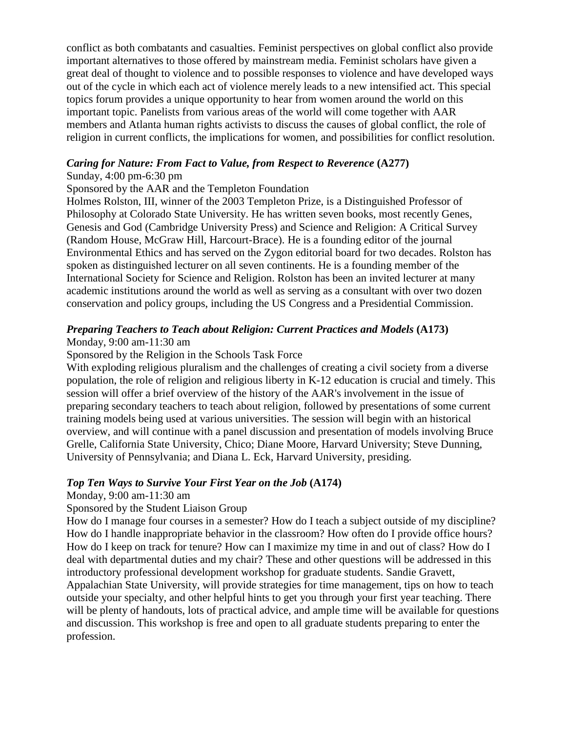conflict as both combatants and casualties. Feminist perspectives on global conflict also provide important alternatives to those offered by mainstream media. Feminist scholars have given a great deal of thought to violence and to possible responses to violence and have developed ways out of the cycle in which each act of violence merely leads to a new intensified act. This special topics forum provides a unique opportunity to hear from women around the world on this important topic. Panelists from various areas of the world will come together with AAR members and Atlanta human rights activists to discuss the causes of global conflict, the role of religion in current conflicts, the implications for women, and possibilities for conflict resolution.

***Caring for Nature: From Fact to Value, from Respect to Reverence* (A277)**
Sunday, 4:00 pm-6:30 pm
Sponsored by the AAR and the Templeton Foundation
Holmes Rolston, III, winner of the 2003 Templeton Prize, is a Distinguished Professor of Philosophy at Colorado State University. He has written seven books, most recently Genes, Genesis and God (Cambridge University Press) and Science and Religion: A Critical Survey (Random House, McGraw Hill, Harcourt-Brace). He is a founding editor of the journal Environmental Ethics and has served on the Zygon editorial board for two decades. Rolston has spoken as distinguished lecturer on all seven continents. He is a founding member of the International Society for Science and Religion. Rolston has been an invited lecturer at many academic institutions around the world as well as serving as a consultant with over two dozen conservation and policy groups, including the US Congress and a Presidential Commission.

***Preparing Teachers to Teach about Religion: Current Practices and Models* (A173)**
Monday, 9:00 am-11:30 am
Sponsored by the Religion in the Schools Task Force
With exploding religious pluralism and the challenges of creating a civil society from a diverse population, the role of religion and religious liberty in K-12 education is crucial and timely. This session will offer a brief overview of the history of the AAR's involvement in the issue of preparing secondary teachers to teach about religion, followed by presentations of some current training models being used at various universities. The session will begin with an historical overview, and will continue with a panel discussion and presentation of models involving Bruce Grelle, California State University, Chico; Diane Moore, Harvard University; Steve Dunning, University of Pennsylvania; and Diana L. Eck, Harvard University, presiding.

***Top Ten Ways to Survive Your First Year on the Job* (A174)**
Monday, 9:00 am-11:30 am
Sponsored by the Student Liaison Group
How do I manage four courses in a semester? How do I teach a subject outside of my discipline? How do I handle inappropriate behavior in the classroom? How often do I provide office hours? How do I keep on track for tenure? How can I maximize my time in and out of class? How do I deal with departmental duties and my chair? These and other questions will be addressed in this introductory professional development workshop for graduate students. Sandie Gravett, Appalachian State University, will provide strategies for time management, tips on how to teach outside your specialty, and other helpful hints to get you through your first year teaching. There will be plenty of handouts, lots of practical advice, and ample time will be available for questions and discussion. This workshop is free and open to all graduate students preparing to enter the profession.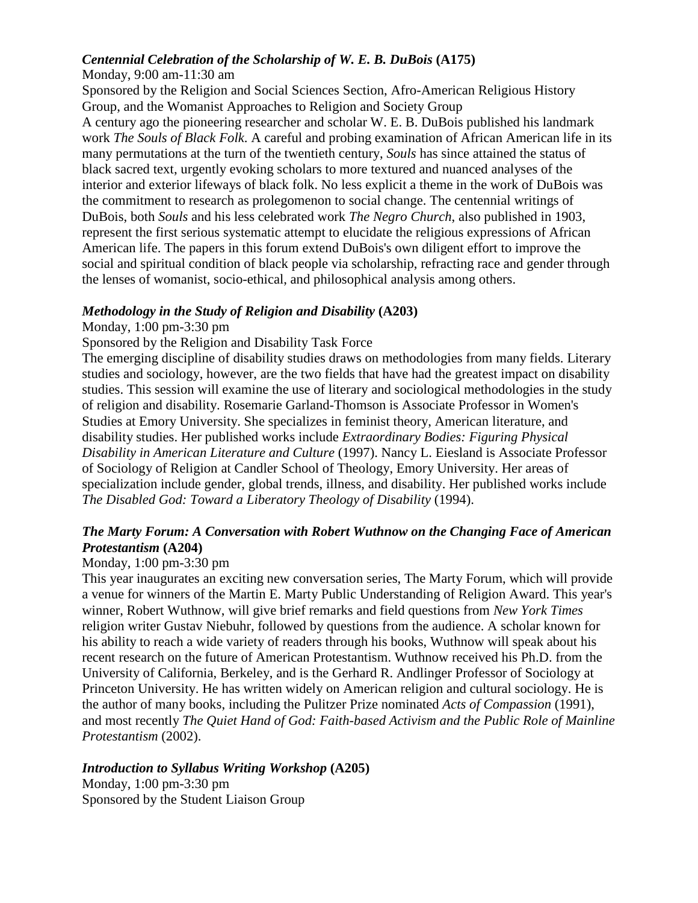### *Centennial Celebration of the Scholarship of W. E. B. DuBois* (A175)

Monday, 9:00 am-11:30 am

Sponsored by the Religion and Social Sciences Section, Afro-American Religious History Group, and the Womanist Approaches to Religion and Society Group

A century ago the pioneering researcher and scholar W. E. B. DuBois published his landmark work *The Souls of Black Folk*. A careful and probing examination of African American life in its many permutations at the turn of the twentieth century, *Souls* has since attained the status of black sacred text, urgently evoking scholars to more textured and nuanced analyses of the interior and exterior lifeways of black folk. No less explicit a theme in the work of DuBois was the commitment to research as prolegomenon to social change. The centennial writings of DuBois, both *Souls* and his less celebrated work *The Negro Church*, also published in 1903, represent the first serious systematic attempt to elucidate the religious expressions of African American life. The papers in this forum extend DuBois's own diligent effort to improve the social and spiritual condition of black people via scholarship, refracting race and gender through the lenses of womanist, socio-ethical, and philosophical analysis among others.

### *Methodology in the Study of Religion and Disability* (A203)

Monday, 1:00 pm-3:30 pm

Sponsored by the Religion and Disability Task Force

The emerging discipline of disability studies draws on methodologies from many fields. Literary studies and sociology, however, are the two fields that have had the greatest impact on disability studies. This session will examine the use of literary and sociological methodologies in the study of religion and disability. Rosemarie Garland-Thomson is Associate Professor in Women's Studies at Emory University. She specializes in feminist theory, American literature, and disability studies. Her published works include *Extraordinary Bodies: Figuring Physical Disability in American Literature and Culture* (1997). Nancy L. Eiesland is Associate Professor of Sociology of Religion at Candler School of Theology, Emory University. Her areas of specialization include gender, global trends, illness, and disability. Her published works include *The Disabled God: Toward a Liberatory Theology of Disability* (1994).

### *The Marty Forum: A Conversation with Robert Wuthnow on the Changing Face of American Protestantism* (A204)

Monday, 1:00 pm-3:30 pm

This year inaugurates an exciting new conversation series, The Marty Forum, which will provide a venue for winners of the Martin E. Marty Public Understanding of Religion Award. This year's winner, Robert Wuthnow, will give brief remarks and field questions from *New York Times* religion writer Gustav Niebuhr, followed by questions from the audience. A scholar known for his ability to reach a wide variety of readers through his books, Wuthnow will speak about his recent research on the future of American Protestantism. Wuthnow received his Ph.D. from the University of California, Berkeley, and is the Gerhard R. Andlinger Professor of Sociology at Princeton University. He has written widely on American religion and cultural sociology. He is the author of many books, including the Pulitzer Prize nominated *Acts of Compassion* (1991), and most recently *The Quiet Hand of God: Faith-based Activism and the Public Role of Mainline Protestantism* (2002).

### *Introduction to Syllabus Writing Workshop* (A205)

Monday, 1:00 pm-3:30 pm

Sponsored by the Student Liaison Group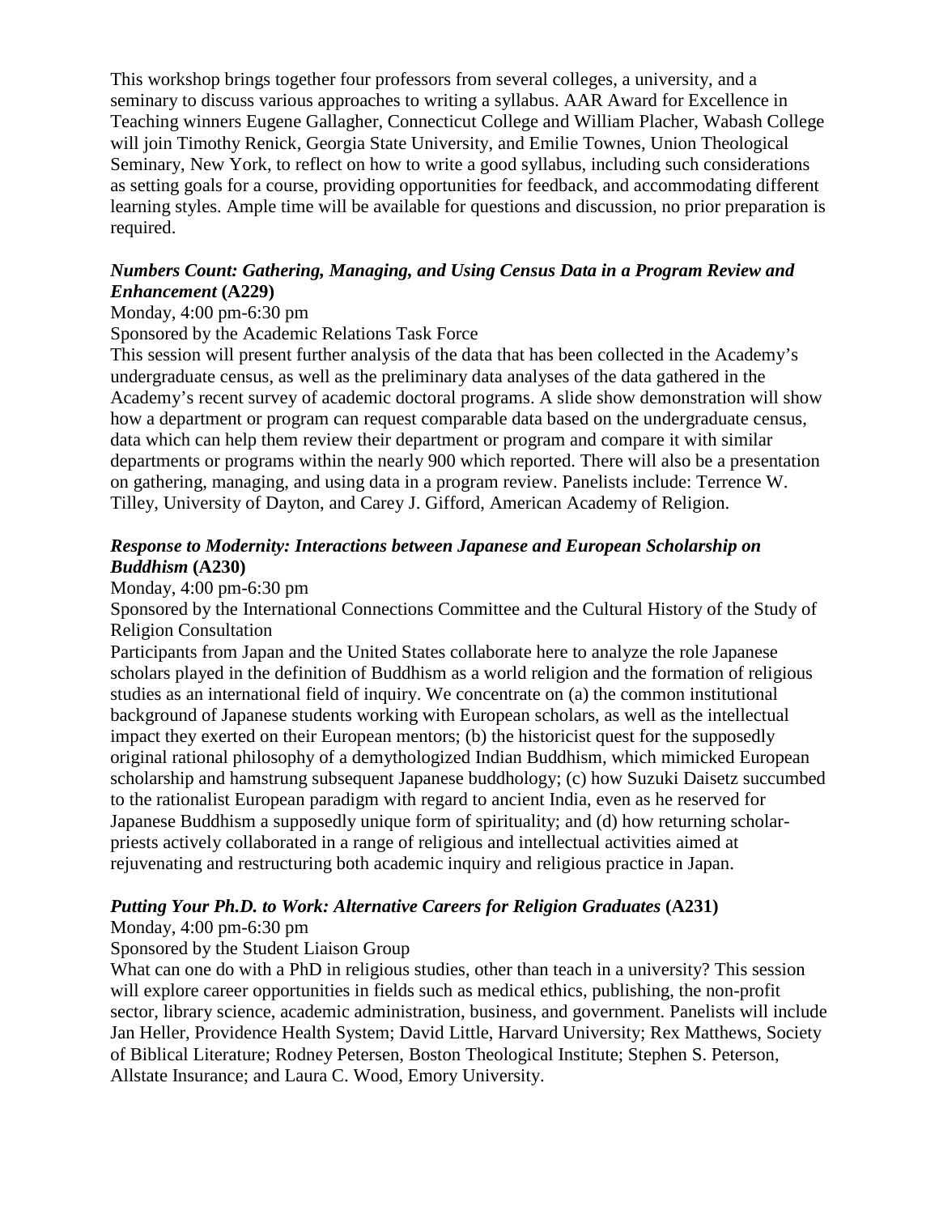This workshop brings together four professors from several colleges, a university, and a seminary to discuss various approaches to writing a syllabus. AAR Award for Excellence in Teaching winners Eugene Gallagher, Connecticut College and William Placher, Wabash College will join Timothy Renick, Georgia State University, and Emilie Townes, Union Theological Seminary, New York, to reflect on how to write a good syllabus, including such considerations as setting goals for a course, providing opportunities for feedback, and accommodating different learning styles. Ample time will be available for questions and discussion, no prior preparation is required.

***Numbers Count: Gathering, Managing, and Using Census Data in a Program Review and Enhancement* (A229)**

Monday, 4:00 pm-6:30 pm

Sponsored by the Academic Relations Task Force

This session will present further analysis of the data that has been collected in the Academy's undergraduate census, as well as the preliminary data analyses of the data gathered in the Academy's recent survey of academic doctoral programs. A slide show demonstration will show how a department or program can request comparable data based on the undergraduate census, data which can help them review their department or program and compare it with similar departments or programs within the nearly 900 which reported. There will also be a presentation on gathering, managing, and using data in a program review. Panelists include: Terrence W. Tilley, University of Dayton, and Carey J. Gifford, American Academy of Religion.

***Response to Modernity: Interactions between Japanese and European Scholarship on Buddhism* (A230)**

Monday, 4:00 pm-6:30 pm

Sponsored by the International Connections Committee and the Cultural History of the Study of Religion Consultation

Participants from Japan and the United States collaborate here to analyze the role Japanese scholars played in the definition of Buddhism as a world religion and the formation of religious studies as an international field of inquiry. We concentrate on (a) the common institutional background of Japanese students working with European scholars, as well as the intellectual impact they exerted on their European mentors; (b) the historicist quest for the supposedly original rational philosophy of a demythologized Indian Buddhism, which mimicked European scholarship and hamstrung subsequent Japanese buddhology; (c) how Suzuki Daisetz succumbed to the rationalist European paradigm with regard to ancient India, even as he reserved for Japanese Buddhism a supposedly unique form of spirituality; and (d) how returning scholar-priests actively collaborated in a range of religious and intellectual activities aimed at rejuvenating and restructuring both academic inquiry and religious practice in Japan.

***Putting Your Ph.D. to Work: Alternative Careers for Religion Graduates* (A231)**

Monday, 4:00 pm-6:30 pm

Sponsored by the Student Liaison Group

What can one do with a PhD in religious studies, other than teach in a university? This session will explore career opportunities in fields such as medical ethics, publishing, the non-profit sector, library science, academic administration, business, and government. Panelists will include Jan Heller, Providence Health System; David Little, Harvard University; Rex Matthews, Society of Biblical Literature; Rodney Petersen, Boston Theological Institute; Stephen S. Peterson, Allstate Insurance; and Laura C. Wood, Emory University.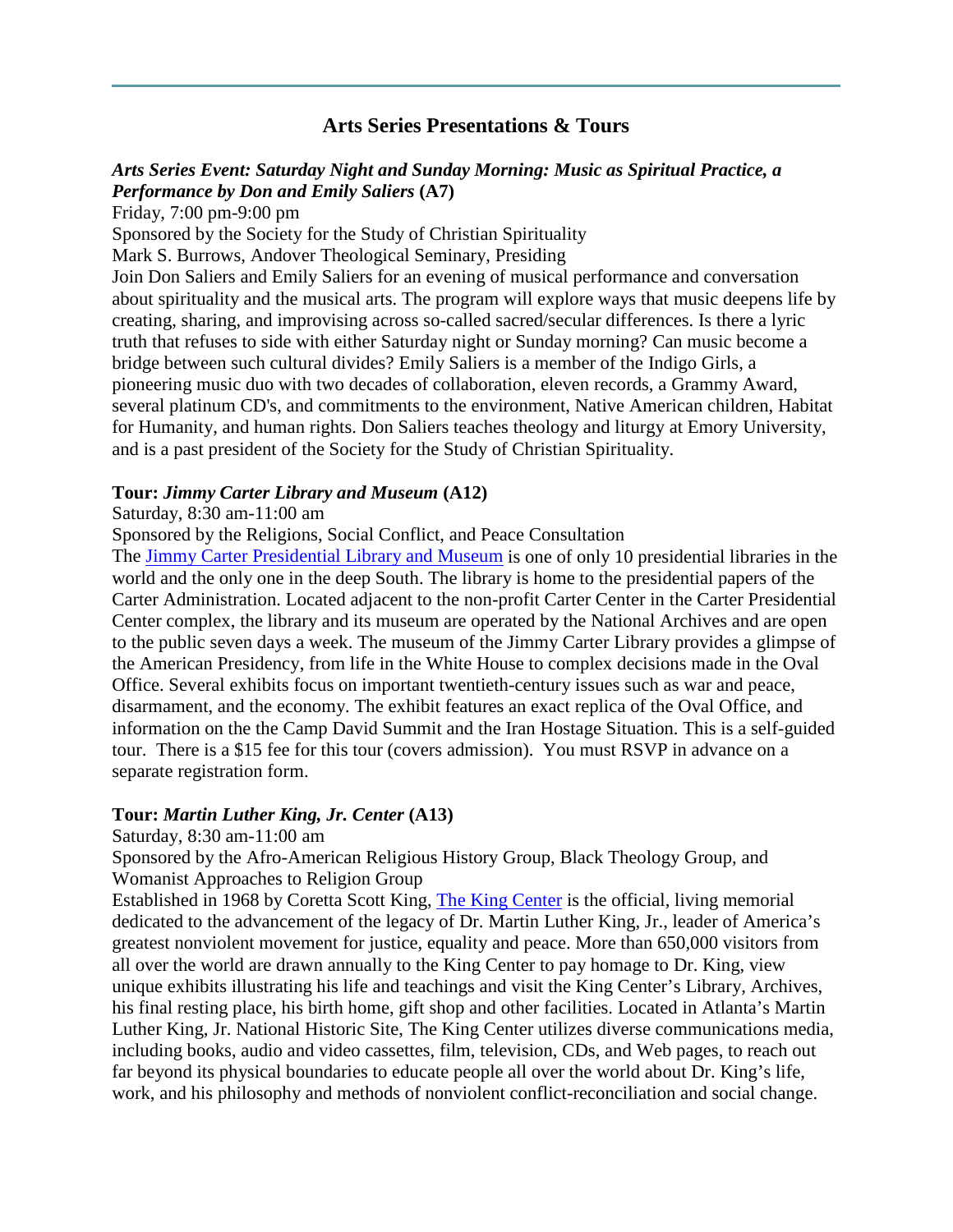## Arts Series Presentations & Tours

***Arts Series Event: Saturday Night and Sunday Morning: Music as Spiritual Practice, a Performance by Don and Emily Saliers*** **(A7)**

Friday, 7:00 pm-9:00 pm

Sponsored by the Society for the Study of Christian Spirituality

Mark S. Burrows, Andover Theological Seminary, Presiding

Join Don Saliers and Emily Saliers for an evening of musical performance and conversation about spirituality and the musical arts. The program will explore ways that music deepens life by creating, sharing, and improvising across so-called sacred/secular differences. Is there a lyric truth that refuses to side with either Saturday night or Sunday morning? Can music become a bridge between such cultural divides? Emily Saliers is a member of the Indigo Girls, a pioneering music duo with two decades of collaboration, eleven records, a Grammy Award, several platinum CD's, and commitments to the environment, Native American children, Habitat for Humanity, and human rights. Don Saliers teaches theology and liturgy at Emory University, and is a past president of the Society for the Study of Christian Spirituality.

**Tour: *Jimmy Carter Library and Museum* (A12)**

Saturday, 8:30 am-11:00 am

Sponsored by the Religions, Social Conflict, and Peace Consultation

The Jimmy Carter Presidential Library and Museum is one of only 10 presidential libraries in the world and the only one in the deep South. The library is home to the presidential papers of the Carter Administration. Located adjacent to the non-profit Carter Center in the Carter Presidential Center complex, the library and its museum are operated by the National Archives and are open to the public seven days a week. The museum of the Jimmy Carter Library provides a glimpse of the American Presidency, from life in the White House to complex decisions made in the Oval Office. Several exhibits focus on important twentieth-century issues such as war and peace, disarmament, and the economy. The exhibit features an exact replica of the Oval Office, and information on the the Camp David Summit and the Iran Hostage Situation. This is a self-guided tour. There is a $15 fee for this tour (covers admission). You must RSVP in advance on a separate registration form.

**Tour: *Martin Luther King, Jr. Center* (A13)**

Saturday, 8:30 am-11:00 am

Sponsored by the Afro-American Religious History Group, Black Theology Group, and Womanist Approaches to Religion Group

Established in 1968 by Coretta Scott King, The King Center is the official, living memorial dedicated to the advancement of the legacy of Dr. Martin Luther King, Jr., leader of America's greatest nonviolent movement for justice, equality and peace. More than 650,000 visitors from all over the world are drawn annually to the King Center to pay homage to Dr. King, view unique exhibits illustrating his life and teachings and visit the King Center's Library, Archives, his final resting place, his birth home, gift shop and other facilities. Located in Atlanta's Martin Luther King, Jr. National Historic Site, The King Center utilizes diverse communications media, including books, audio and video cassettes, film, television, CDs, and Web pages, to reach out far beyond its physical boundaries to educate people all over the world about Dr. King's life, work, and his philosophy and methods of nonviolent conflict-reconciliation and social change.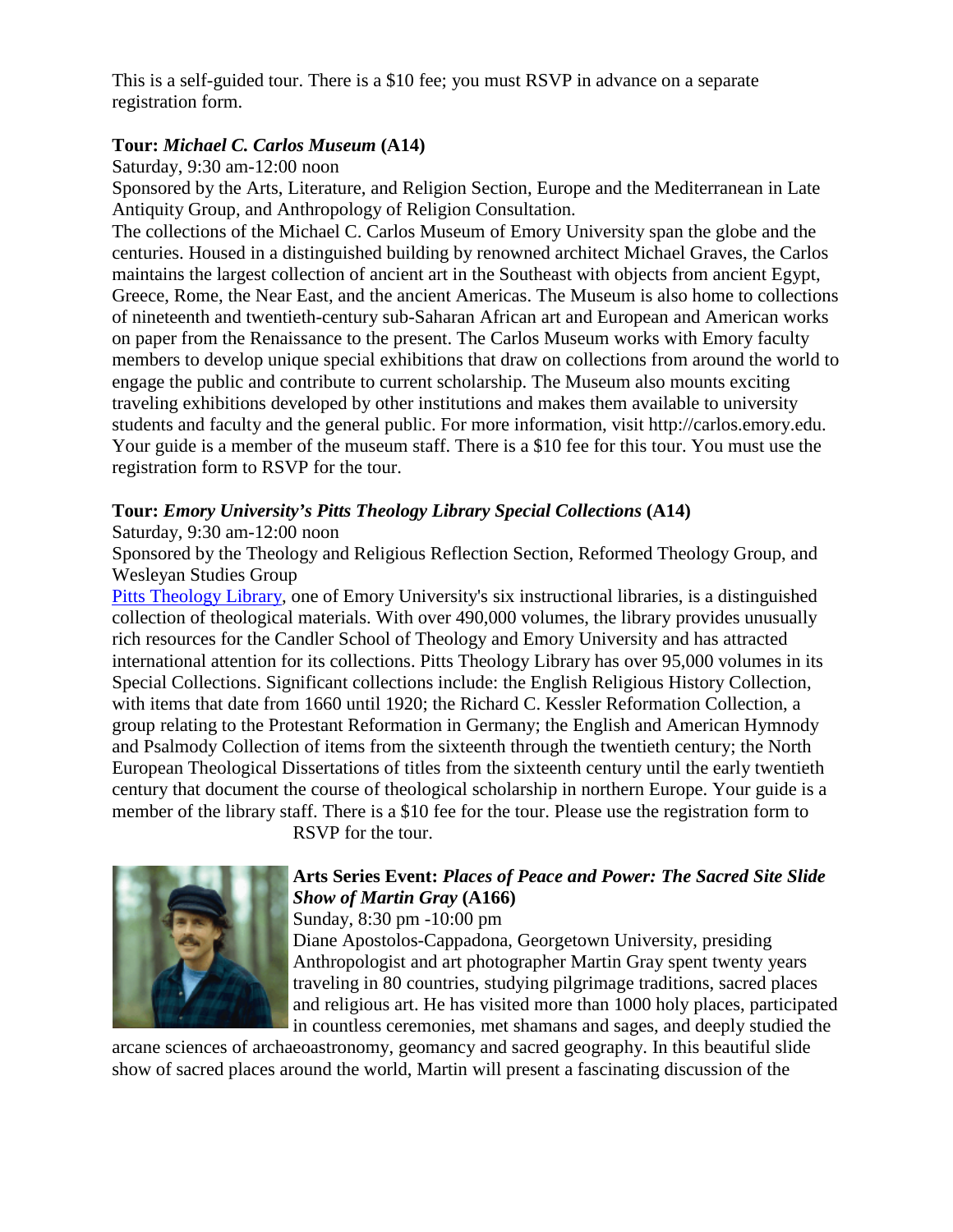This is a self-guided tour. There is a $10 fee; you must RSVP in advance on a separate registration form.

**Tour:** ***Michael C. Carlos Museum*** **(A14)**

Saturday, 9:30 am-12:00 noon

Sponsored by the Arts, Literature, and Religion Section, Europe and the Mediterranean in Late Antiquity Group, and Anthropology of Religion Consultation.

The collections of the Michael C. Carlos Museum of Emory University span the globe and the centuries. Housed in a distinguished building by renowned architect Michael Graves, the Carlos maintains the largest collection of ancient art in the Southeast with objects from ancient Egypt, Greece, Rome, the Near East, and the ancient Americas. The Museum is also home to collections of nineteenth and twentieth-century sub-Saharan African art and European and American works on paper from the Renaissance to the present. The Carlos Museum works with Emory faculty members to develop unique special exhibitions that draw on collections from around the world to engage the public and contribute to current scholarship. The Museum also mounts exciting traveling exhibitions developed by other institutions and makes them available to university students and faculty and the general public. For more information, visit http://carlos.emory.edu. Your guide is a member of the museum staff. There is a $10 fee for this tour. You must use the registration form to RSVP for the tour.

**Tour:** ***Emory University's Pitts Theology Library Special Collections*** **(A14)**

Saturday, 9:30 am-12:00 noon

Sponsored by the Theology and Religious Reflection Section, Reformed Theology Group, and Wesleyan Studies Group

Pitts Theology Library, one of Emory University's six instructional libraries, is a distinguished collection of theological materials. With over 490,000 volumes, the library provides unusually rich resources for the Candler School of Theology and Emory University and has attracted international attention for its collections. Pitts Theology Library has over 95,000 volumes in its Special Collections. Significant collections include: the English Religious History Collection, with items that date from 1660 until 1920; the Richard C. Kessler Reformation Collection, a group relating to the Protestant Reformation in Germany; the English and American Hymnody and Psalmody Collection of items from the sixteenth through the twentieth century; the North European Theological Dissertations of titles from the sixteenth century until the early twentieth century that document the course of theological scholarship in northern Europe. Your guide is a member of the library staff. There is a $10 fee for the tour. Please use the registration form to RSVP for the tour.

**Arts Series Event:** ***Places of Peace and Power: The Sacred Site Slide Show of Martin Gray*** **(A166)**

Sunday, 8:30 pm -10:00 pm

Diane Apostolos-Cappadona, Georgetown University, presiding

Anthropologist and art photographer Martin Gray spent twenty years traveling in 80 countries, studying pilgrimage traditions, sacred places and religious art. He has visited more than 1000 holy places, participated in countless ceremonies, met shamans and sages, and deeply studied the arcane sciences of archaeoastronomy, geomancy and sacred geography. In this beautiful slide show of sacred places around the world, Martin will present a fascinating discussion of the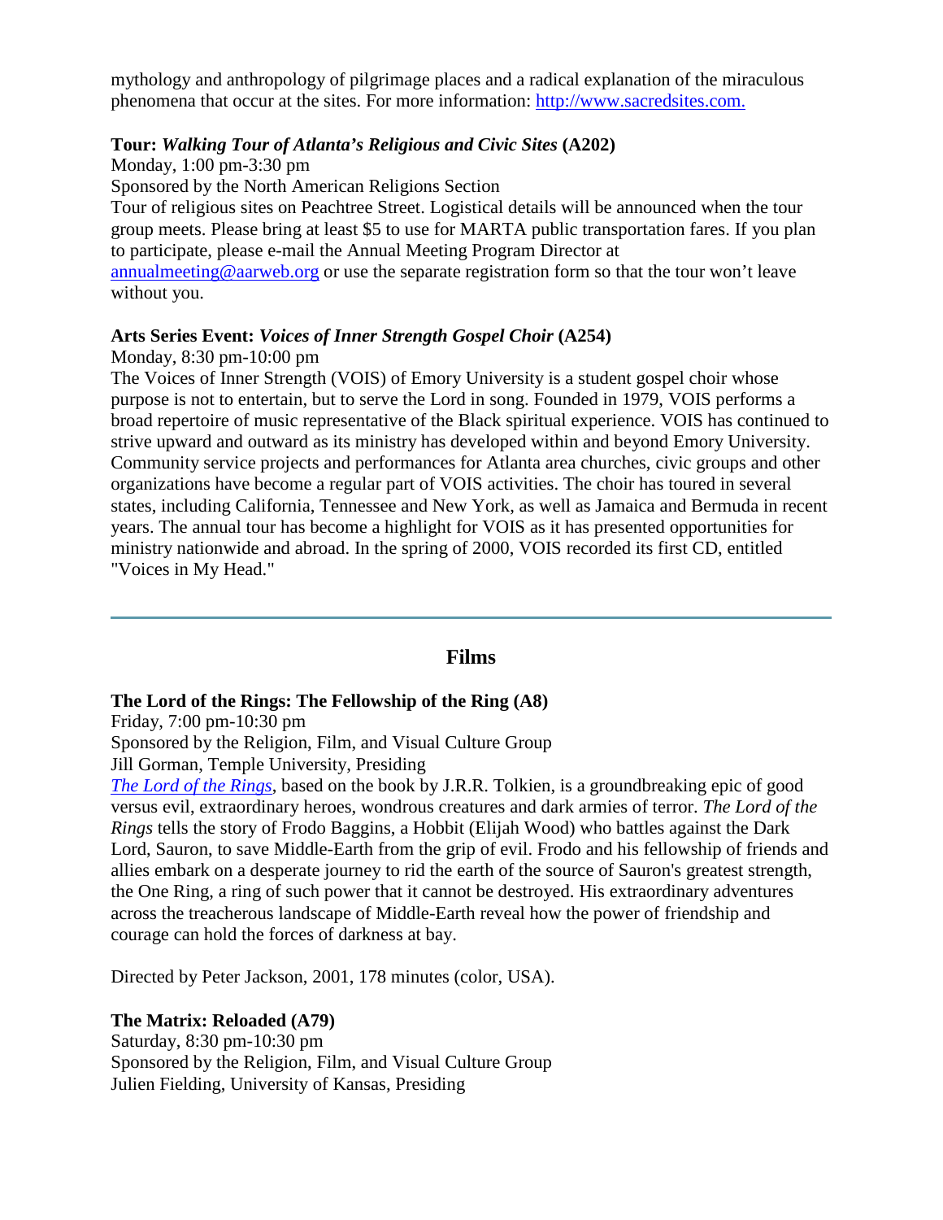mythology and anthropology of pilgrimage places and a radical explanation of the miraculous phenomena that occur at the sites. For more information: [http://www.sacredsites.com.](http://www.sacredsites.com.)

**Tour:** ***Walking Tour of Atlanta's Religious and Civic Sites*** **(A202)**
Monday, 1:00 pm-3:30 pm
Sponsored by the North American Religions Section
Tour of religious sites on Peachtree Street. Logistical details will be announced when the tour group meets. Please bring at least $5 to use for MARTA public transportation fares. If you plan to participate, please e-mail the Annual Meeting Program Director at [annualmeeting@aarweb.org](mailto:annualmeeting@aarweb.org) or use the separate registration form so that the tour won't leave without you.

**Arts Series Event:** ***Voices of Inner Strength Gospel Choir*** **(A254)**
Monday, 8:30 pm-10:00 pm
The Voices of Inner Strength (VOIS) of Emory University is a student gospel choir whose purpose is not to entertain, but to serve the Lord in song. Founded in 1979, VOIS performs a broad repertoire of music representative of the Black spiritual experience. VOIS has continued to strive upward and outward as its ministry has developed within and beyond Emory University. Community service projects and performances for Atlanta area churches, civic groups and other organizations have become a regular part of VOIS activities. The choir has toured in several states, including California, Tennessee and New York, as well as Jamaica and Bermuda in recent years. The annual tour has become a highlight for VOIS as it has presented opportunities for ministry nationwide and abroad. In the spring of 2000, VOIS recorded its first CD, entitled "Voices in My Head."

---

## Films

**The Lord of the Rings: The Fellowship of the Ring (A8)**
Friday, 7:00 pm-10:30 pm
Sponsored by the Religion, Film, and Visual Culture Group
Jill Gorman, Temple University, Presiding
*The Lord of the Rings*, based on the book by J.R.R. Tolkien, is a groundbreaking epic of good versus evil, extraordinary heroes, wondrous creatures and dark armies of terror. *The Lord of the Rings* tells the story of Frodo Baggins, a Hobbit (Elijah Wood) who battles against the Dark Lord, Sauron, to save Middle-Earth from the grip of evil. Frodo and his fellowship of friends and allies embark on a desperate journey to rid the earth of the source of Sauron's greatest strength, the One Ring, a ring of such power that it cannot be destroyed. His extraordinary adventures across the treacherous landscape of Middle-Earth reveal how the power of friendship and courage can hold the forces of darkness at bay.

Directed by Peter Jackson, 2001, 178 minutes (color, USA).

**The Matrix: Reloaded (A79)**
Saturday, 8:30 pm-10:30 pm
Sponsored by the Religion, Film, and Visual Culture Group
Julien Fielding, University of Kansas, Presiding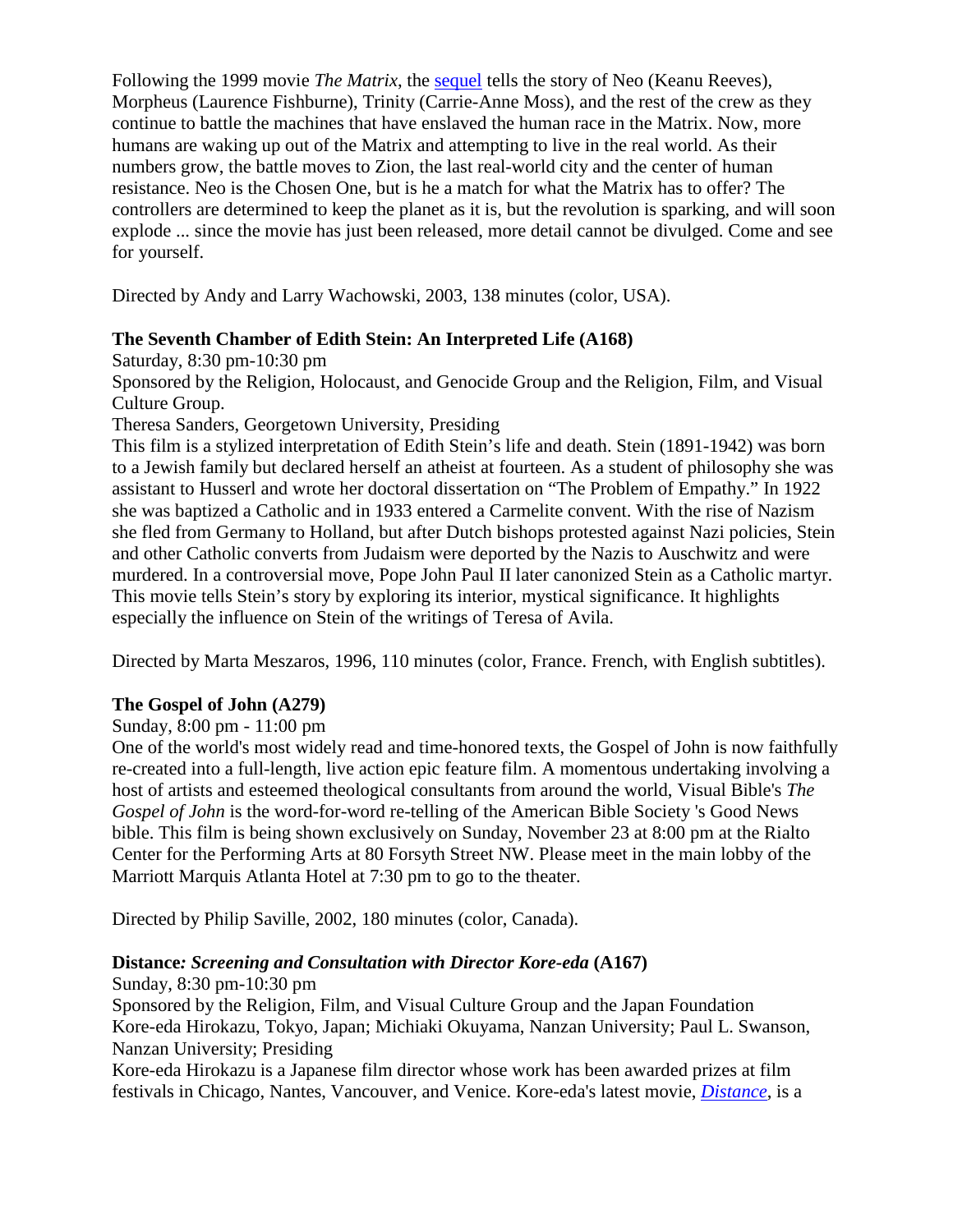Following the 1999 movie *The Matrix*, the sequel tells the story of Neo (Keanu Reeves), Morpheus (Laurence Fishburne), Trinity (Carrie-Anne Moss), and the rest of the crew as they continue to battle the machines that have enslaved the human race in the Matrix. Now, more humans are waking up out of the Matrix and attempting to live in the real world. As their numbers grow, the battle moves to Zion, the last real-world city and the center of human resistance. Neo is the Chosen One, but is he a match for what the Matrix has to offer? The controllers are determined to keep the planet as it is, but the revolution is sparking, and will soon explode ... since the movie has just been released, more detail cannot be divulged. Come and see for yourself.

Directed by Andy and Larry Wachowski, 2003, 138 minutes (color, USA).

**The Seventh Chamber of Edith Stein: An Interpreted Life (A168)**

Saturday, 8:30 pm-10:30 pm

Sponsored by the Religion, Holocaust, and Genocide Group and the Religion, Film, and Visual Culture Group.

Theresa Sanders, Georgetown University, Presiding

This film is a stylized interpretation of Edith Stein's life and death. Stein (1891-1942) was born to a Jewish family but declared herself an atheist at fourteen. As a student of philosophy she was assistant to Husserl and wrote her doctoral dissertation on "The Problem of Empathy." In 1922 she was baptized a Catholic and in 1933 entered a Carmelite convent. With the rise of Nazism she fled from Germany to Holland, but after Dutch bishops protested against Nazi policies, Stein and other Catholic converts from Judaism were deported by the Nazis to Auschwitz and were murdered. In a controversial move, Pope John Paul II later canonized Stein as a Catholic martyr. This movie tells Stein's story by exploring its interior, mystical significance. It highlights especially the influence on Stein of the writings of Teresa of Avila.

Directed by Marta Meszaros, 1996, 110 minutes (color, France. French, with English subtitles).

**The Gospel of John (A279)**

Sunday, 8:00 pm - 11:00 pm

One of the world's most widely read and time-honored texts, the Gospel of John is now faithfully re-created into a full-length, live action epic feature film. A momentous undertaking involving a host of artists and esteemed theological consultants from around the world, Visual Bible's *The Gospel of John* is the word-for-word re-telling of the American Bible Society 's Good News bible. This film is being shown exclusively on Sunday, November 23 at 8:00 pm at the Rialto Center for the Performing Arts at 80 Forsyth Street NW. Please meet in the main lobby of the Marriott Marquis Atlanta Hotel at 7:30 pm to go to the theater.

Directed by Philip Saville, 2002, 180 minutes (color, Canada).

**Distance*: Screening and Consultation with Director Kore-eda* (A167)**

Sunday, 8:30 pm-10:30 pm

Sponsored by the Religion, Film, and Visual Culture Group and the Japan Foundation

Kore-eda Hirokazu, Tokyo, Japan; Michiaki Okuyama, Nanzan University; Paul L. Swanson, Nanzan University; Presiding

Kore-eda Hirokazu is a Japanese film director whose work has been awarded prizes at film festivals in Chicago, Nantes, Vancouver, and Venice. Kore-eda's latest movie, *Distance*, is a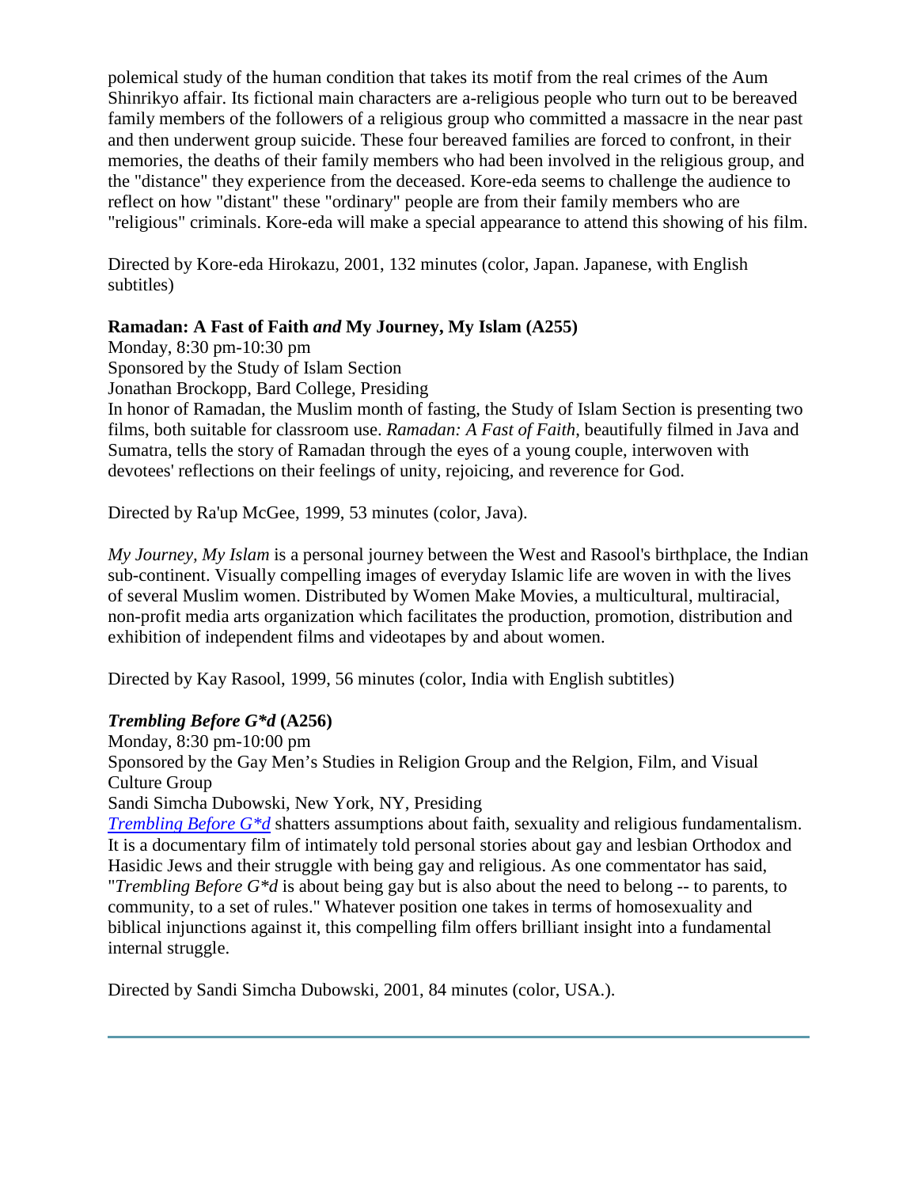polemical study of the human condition that takes its motif from the real crimes of the Aum Shinrikyo affair. Its fictional main characters are a-religious people who turn out to be bereaved family members of the followers of a religious group who committed a massacre in the near past and then underwent group suicide. These four bereaved families are forced to confront, in their memories, the deaths of their family members who had been involved in the religious group, and the "distance" they experience from the deceased. Kore-eda seems to challenge the audience to reflect on how "distant" these "ordinary" people are from their family members who are "religious" criminals. Kore-eda will make a special appearance to attend this showing of his film.

Directed by Kore-eda Hirokazu, 2001, 132 minutes (color, Japan. Japanese, with English subtitles)

**Ramadan: A Fast of Faith *and* My Journey, My Islam (A255)**

Monday, 8:30 pm-10:30 pm
Sponsored by the Study of Islam Section
Jonathan Brockopp, Bard College, Presiding
In honor of Ramadan, the Muslim month of fasting, the Study of Islam Section is presenting two films, both suitable for classroom use. *Ramadan: A Fast of Faith*, beautifully filmed in Java and Sumatra, tells the story of Ramadan through the eyes of a young couple, interwoven with devotees' reflections on their feelings of unity, rejoicing, and reverence for God.

Directed by Ra'up McGee, 1999, 53 minutes (color, Java).

*My Journey, My Islam* is a personal journey between the West and Rasool's birthplace, the Indian sub-continent. Visually compelling images of everyday Islamic life are woven in with the lives of several Muslim women. Distributed by Women Make Movies, a multicultural, multiracial, non-profit media arts organization which facilitates the production, promotion, distribution and exhibition of independent films and videotapes by and about women.

Directed by Kay Rasool, 1999, 56 minutes (color, India with English subtitles)

***Trembling Before G*d* (A256)**

Monday, 8:30 pm-10:00 pm
Sponsored by the Gay Men's Studies in Religion Group and the Relgion, Film, and Visual Culture Group
Sandi Simcha Dubowski, New York, NY, Presiding
*Trembling Before G*d* shatters assumptions about faith, sexuality and religious fundamentalism. It is a documentary film of intimately told personal stories about gay and lesbian Orthodox and Hasidic Jews and their struggle with being gay and religious. As one commentator has said, "*Trembling Before G*d* is about being gay but is also about the need to belong -- to parents, to community, to a set of rules." Whatever position one takes in terms of homosexuality and biblical injunctions against it, this compelling film offers brilliant insight into a fundamental internal struggle.

Directed by Sandi Simcha Dubowski, 2001, 84 minutes (color, USA.).

---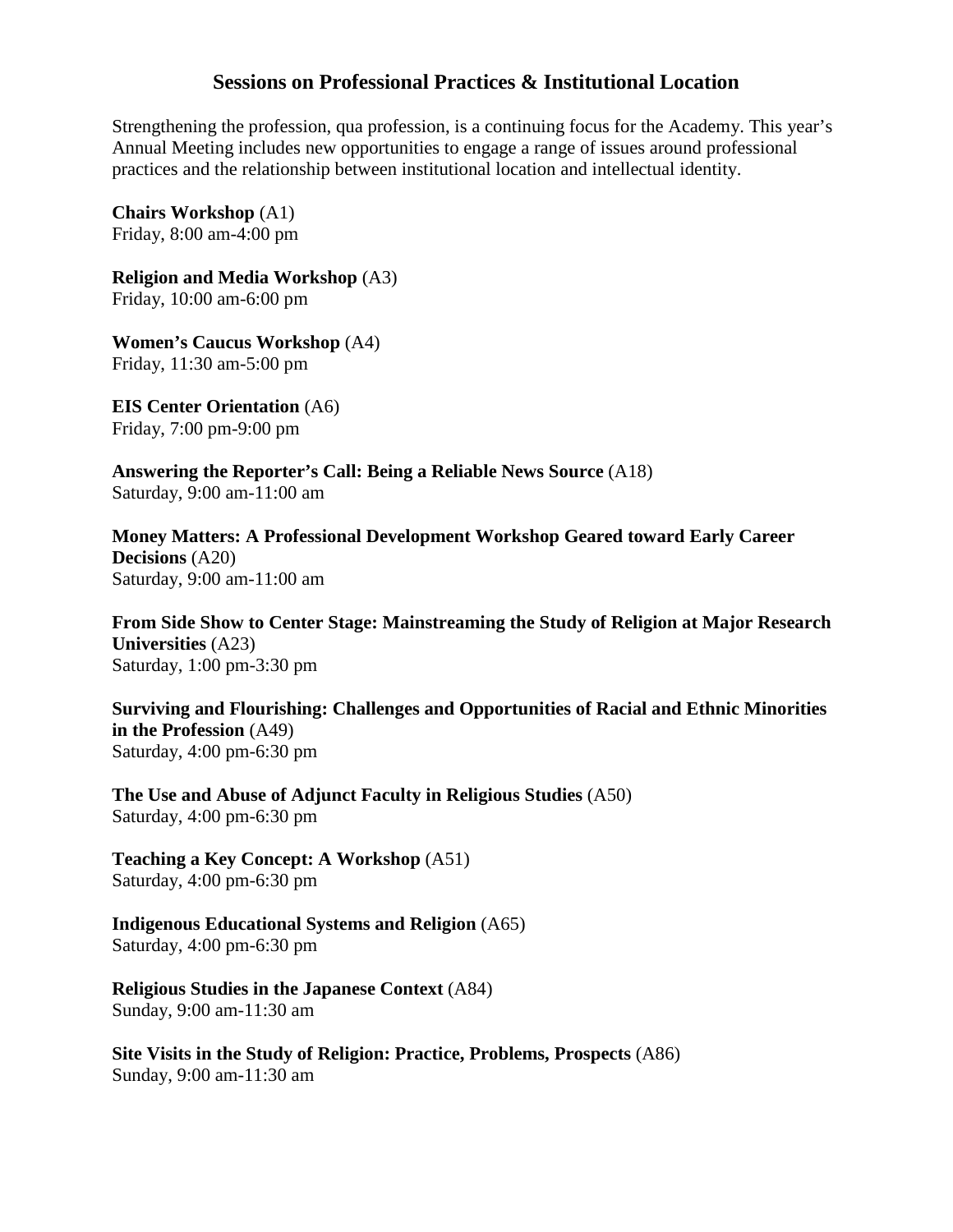## Sessions on Professional Practices & Institutional Location

Strengthening the profession, qua profession, is a continuing focus for the Academy. This year's Annual Meeting includes new opportunities to engage a range of issues around professional practices and the relationship between institutional location and intellectual identity.

**Chairs Workshop** (A1)
Friday, 8:00 am-4:00 pm

**Religion and Media Workshop** (A3)
Friday, 10:00 am-6:00 pm

**Women's Caucus Workshop** (A4)
Friday, 11:30 am-5:00 pm

**EIS Center Orientation** (A6)
Friday, 7:00 pm-9:00 pm

**Answering the Reporter's Call: Being a Reliable News Source** (A18)
Saturday, 9:00 am-11:00 am

**Money Matters: A Professional Development Workshop Geared toward Early Career Decisions** (A20)
Saturday, 9:00 am-11:00 am

**From Side Show to Center Stage: Mainstreaming the Study of Religion at Major Research Universities** (A23)
Saturday, 1:00 pm-3:30 pm

**Surviving and Flourishing: Challenges and Opportunities of Racial and Ethnic Minorities in the Profession** (A49)
Saturday, 4:00 pm-6:30 pm

**The Use and Abuse of Adjunct Faculty in Religious Studies** (A50)
Saturday, 4:00 pm-6:30 pm

**Teaching a Key Concept: A Workshop** (A51)
Saturday, 4:00 pm-6:30 pm

**Indigenous Educational Systems and Religion** (A65)
Saturday, 4:00 pm-6:30 pm

**Religious Studies in the Japanese Context** (A84)
Sunday, 9:00 am-11:30 am

**Site Visits in the Study of Religion: Practice, Problems, Prospects** (A86)
Sunday, 9:00 am-11:30 am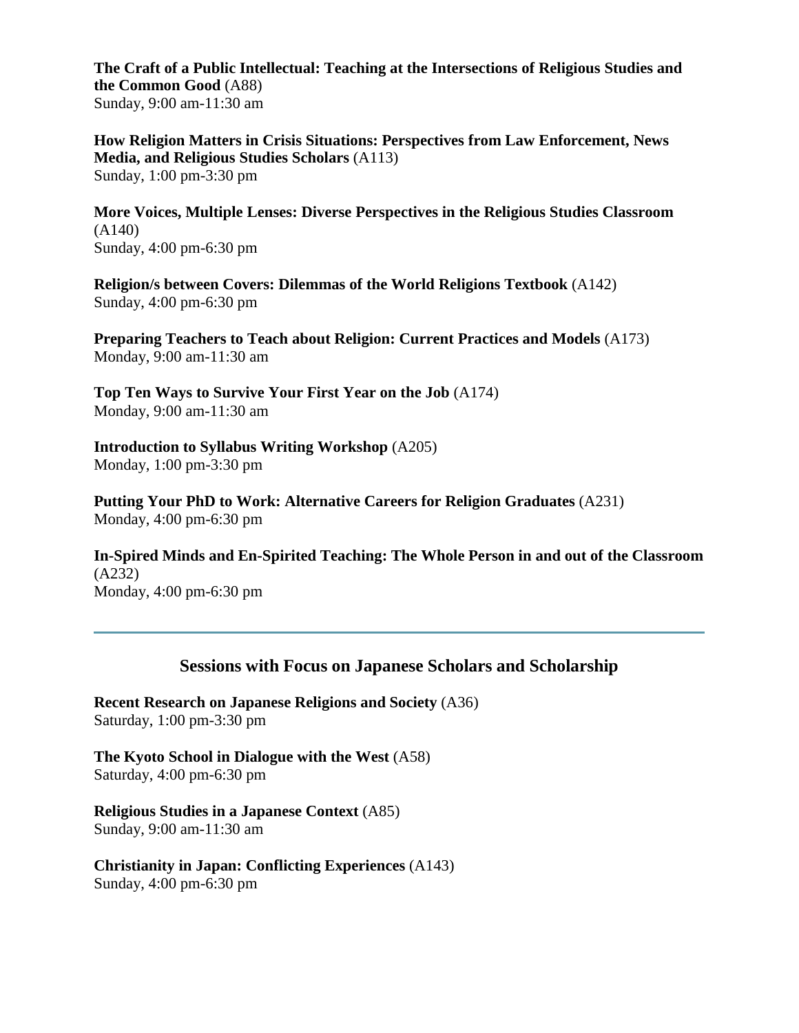**The Craft of a Public Intellectual: Teaching at the Intersections of Religious Studies and the Common Good** (A88)
Sunday, 9:00 am-11:30 am

**How Religion Matters in Crisis Situations: Perspectives from Law Enforcement, News Media, and Religious Studies Scholars** (A113)
Sunday, 1:00 pm-3:30 pm

**More Voices, Multiple Lenses: Diverse Perspectives in the Religious Studies Classroom** (A140)
Sunday, 4:00 pm-6:30 pm

**Religion/s between Covers: Dilemmas of the World Religions Textbook** (A142)
Sunday, 4:00 pm-6:30 pm

**Preparing Teachers to Teach about Religion: Current Practices and Models** (A173)
Monday, 9:00 am-11:30 am

**Top Ten Ways to Survive Your First Year on the Job** (A174)
Monday, 9:00 am-11:30 am

**Introduction to Syllabus Writing Workshop** (A205)
Monday, 1:00 pm-3:30 pm

**Putting Your PhD to Work: Alternative Careers for Religion Graduates** (A231)
Monday, 4:00 pm-6:30 pm

**In-Spired Minds and En-Spirited Teaching: The Whole Person in and out of the Classroom** (A232)
Monday, 4:00 pm-6:30 pm

---

## Sessions with Focus on Japanese Scholars and Scholarship

**Recent Research on Japanese Religions and Society** (A36)
Saturday, 1:00 pm-3:30 pm

**The Kyoto School in Dialogue with the West** (A58)
Saturday, 4:00 pm-6:30 pm

**Religious Studies in a Japanese Context** (A85)
Sunday, 9:00 am-11:30 am

**Christianity in Japan: Conflicting Experiences** (A143)
Sunday, 4:00 pm-6:30 pm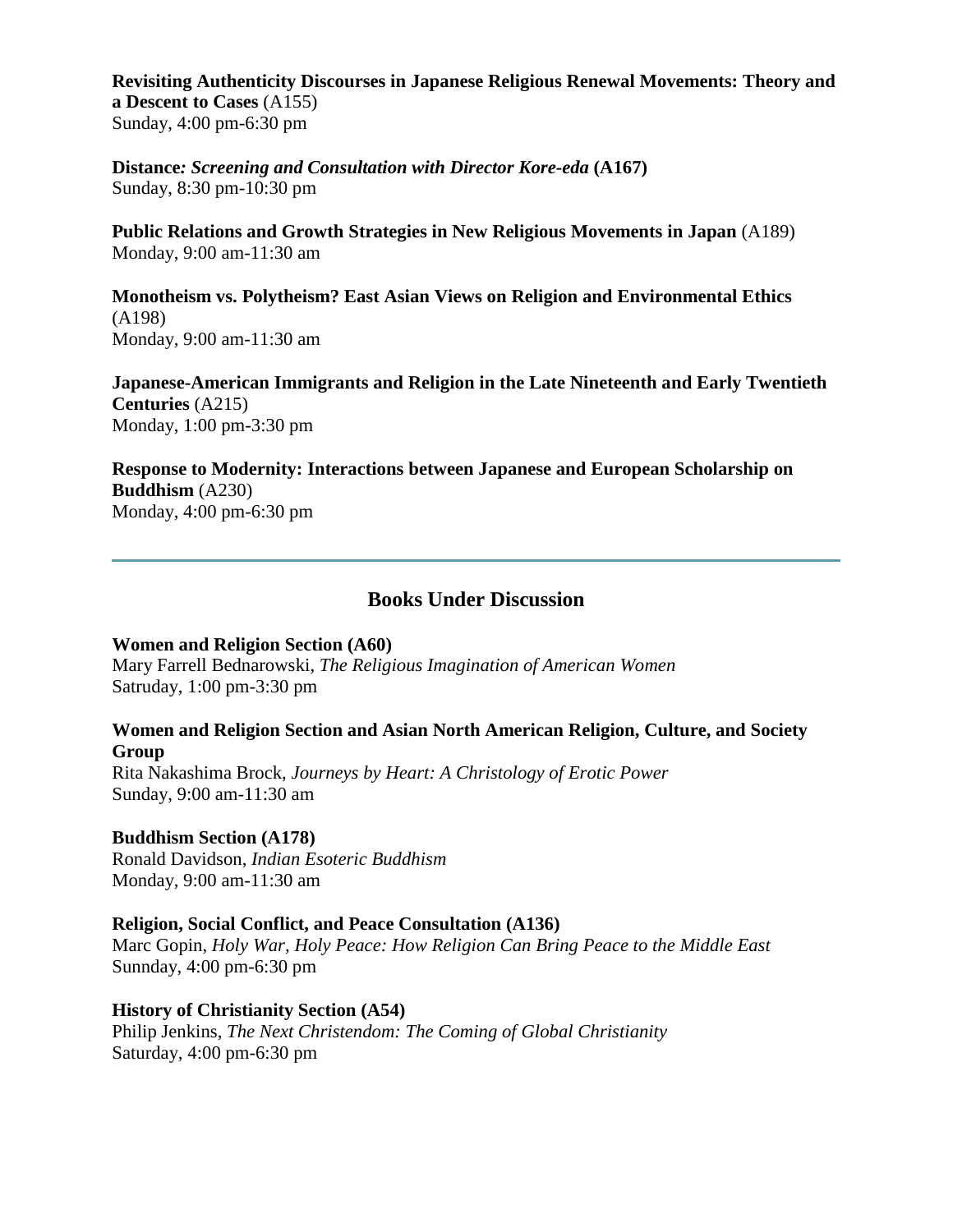**Revisiting Authenticity Discourses in Japanese Religious Renewal Movements: Theory and a Descent to Cases** (A155)
Sunday, 4:00 pm-6:30 pm

**Distance*: Screening and Consultation with Director Kore-eda* (A167)**
Sunday, 8:30 pm-10:30 pm

**Public Relations and Growth Strategies in New Religious Movements in Japan** (A189)
Monday, 9:00 am-11:30 am

**Monotheism vs. Polytheism? East Asian Views on Religion and Environmental Ethics** (A198)
Monday, 9:00 am-11:30 am

**Japanese-American Immigrants and Religion in the Late Nineteenth and Early Twentieth Centuries** (A215)
Monday, 1:00 pm-3:30 pm

**Response to Modernity: Interactions between Japanese and European Scholarship on Buddhism** (A230)
Monday, 4:00 pm-6:30 pm

---

## Books Under Discussion

**Women and Religion Section (A60)**
Mary Farrell Bednarowski, *The Religious Imagination of American Women*
Satruday, 1:00 pm-3:30 pm

**Women and Religion Section and Asian North American Religion, Culture, and Society Group**
Rita Nakashima Brock, *Journeys by Heart: A Christology of Erotic Power*
Sunday, 9:00 am-11:30 am

**Buddhism Section (A178)**
Ronald Davidson, *Indian Esoteric Buddhism*
Monday, 9:00 am-11:30 am

**Religion, Social Conflict, and Peace Consultation (A136)**
Marc Gopin, *Holy War, Holy Peace: How Religion Can Bring Peace to the Middle East*
Sunnday, 4:00 pm-6:30 pm

**History of Christianity Section (A54)**
Philip Jenkins, *The Next Christendom: The Coming of Global Christianity*
Saturday, 4:00 pm-6:30 pm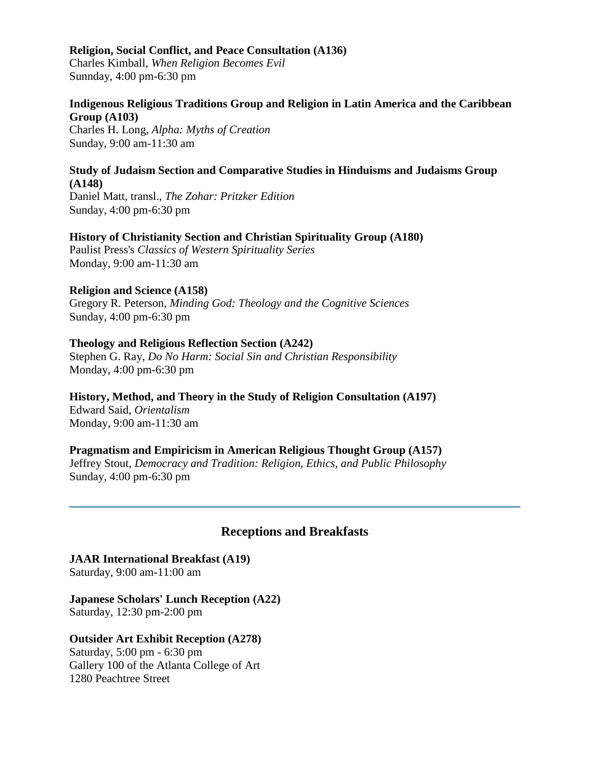**Religion, Social Conflict, and Peace Consultation (A136)**
Charles Kimball, *When Religion Becomes Evil*
Sunnday, 4:00 pm-6:30 pm

**Indigenous Religious Traditions Group and Religion in Latin America and the Caribbean Group (A103)**
Charles H. Long, *Alpha: Myths of Creation*
Sunday, 9:00 am-11:30 am

**Study of Judaism Section and Comparative Studies in Hinduisms and Judaisms Group (A148)**
Daniel Matt, transl., *The Zohar: Pritzker Edition*
Sunday, 4:00 pm-6:30 pm

**History of Christianity Section and Christian Spirituality Group (A180)**
Paulist Press's *Classics of Western Spirituality Series*
Monday, 9:00 am-11:30 am

**Religion and Science (A158)**
Gregory R. Peterson, *Minding God: Theology and the Cognitive Sciences*
Sunday, 4:00 pm-6:30 pm

**Theology and Religious Reflection Section (A242)**
Stephen G. Ray, *Do No Harm: Social Sin and Christian Responsibility*
Monday, 4:00 pm-6:30 pm

**History, Method, and Theory in the Study of Religion Consultation (A197)**
Edward Said, *Orientalism*
Monday, 9:00 am-11:30 am

**Pragmatism and Empiricism in American Religious Thought Group (A157)**
Jeffrey Stout, *Democracy and Tradition: Religion, Ethics, and Public Philosophy*
Sunday, 4:00 pm-6:30 pm

---

## Receptions and Breakfasts

**JAAR International Breakfast (A19)**
Saturday, 9:00 am-11:00 am

**Japanese Scholars' Lunch Reception (A22)**
Saturday, 12:30 pm-2:00 pm

**Outsider Art Exhibit Reception (A278)**
Saturday, 5:00 pm - 6:30 pm
Gallery 100 of the Atlanta College of Art
1280 Peachtree Street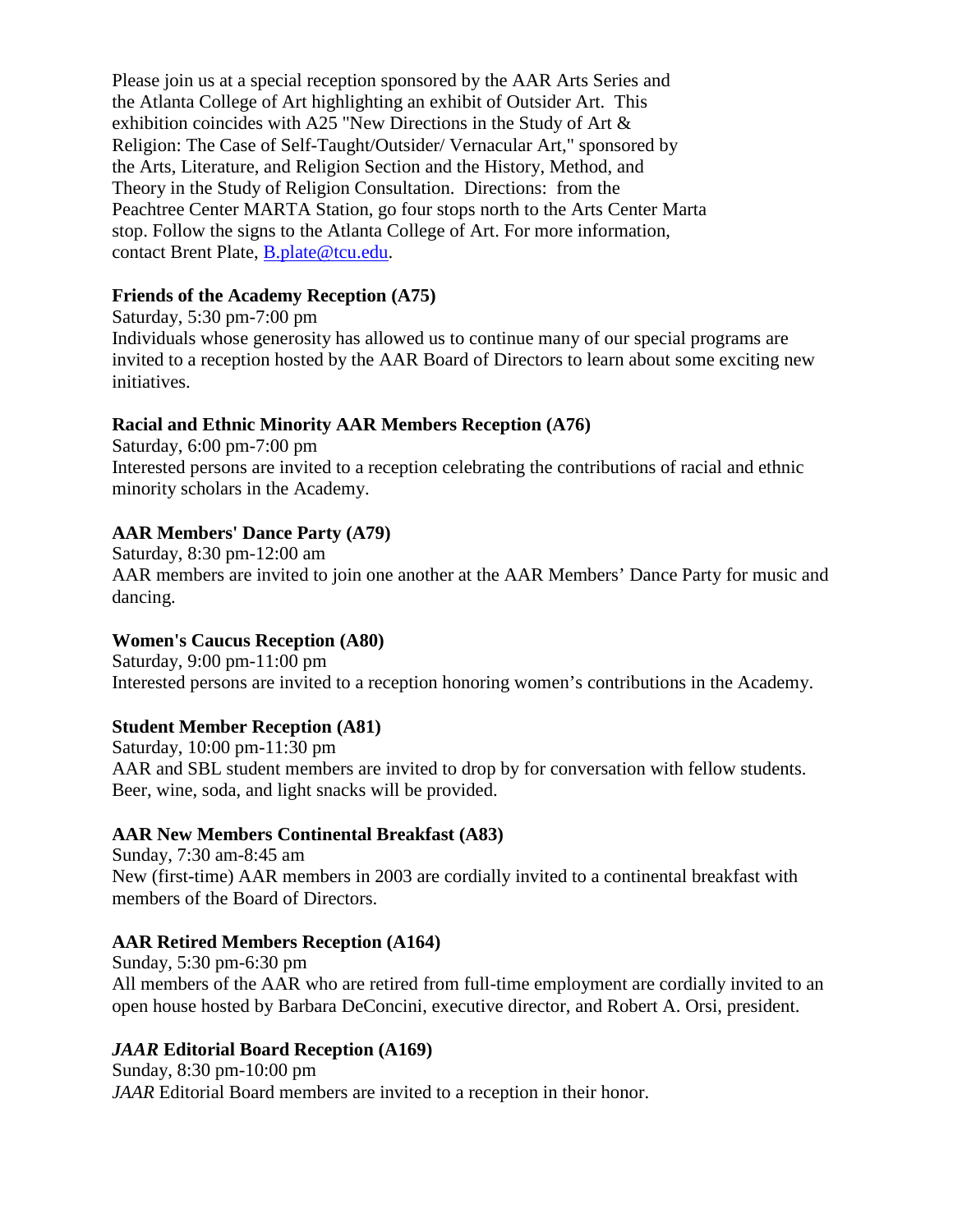Please join us at a special reception sponsored by the AAR Arts Series and the Atlanta College of Art highlighting an exhibit of Outsider Art. This exhibition coincides with A25 "New Directions in the Study of Art & Religion: The Case of Self-Taught/Outsider/ Vernacular Art," sponsored by the Arts, Literature, and Religion Section and the History, Method, and Theory in the Study of Religion Consultation. Directions: from the Peachtree Center MARTA Station, go four stops north to the Arts Center Marta stop. Follow the signs to the Atlanta College of Art. For more information, contact Brent Plate, B.plate@tcu.edu.

**Friends of the Academy Reception (A75)**
Saturday, 5:30 pm-7:00 pm
Individuals whose generosity has allowed us to continue many of our special programs are invited to a reception hosted by the AAR Board of Directors to learn about some exciting new initiatives.

**Racial and Ethnic Minority AAR Members Reception (A76)**
Saturday, 6:00 pm-7:00 pm
Interested persons are invited to a reception celebrating the contributions of racial and ethnic minority scholars in the Academy.

**AAR Members' Dance Party (A79)**
Saturday, 8:30 pm-12:00 am
AAR members are invited to join one another at the AAR Members' Dance Party for music and dancing.

**Women's Caucus Reception (A80)**
Saturday, 9:00 pm-11:00 pm
Interested persons are invited to a reception honoring women's contributions in the Academy.

**Student Member Reception (A81)**
Saturday, 10:00 pm-11:30 pm
AAR and SBL student members are invited to drop by for conversation with fellow students. Beer, wine, soda, and light snacks will be provided.

**AAR New Members Continental Breakfast (A83)**
Sunday, 7:30 am-8:45 am
New (first-time) AAR members in 2003 are cordially invited to a continental breakfast with members of the Board of Directors.

**AAR Retired Members Reception (A164)**
Sunday, 5:30 pm-6:30 pm
All members of the AAR who are retired from full-time employment are cordially invited to an open house hosted by Barbara DeConcini, executive director, and Robert A. Orsi, president.

***JAAR* Editorial Board Reception (A169)**
Sunday, 8:30 pm-10:00 pm
*JAAR* Editorial Board members are invited to a reception in their honor.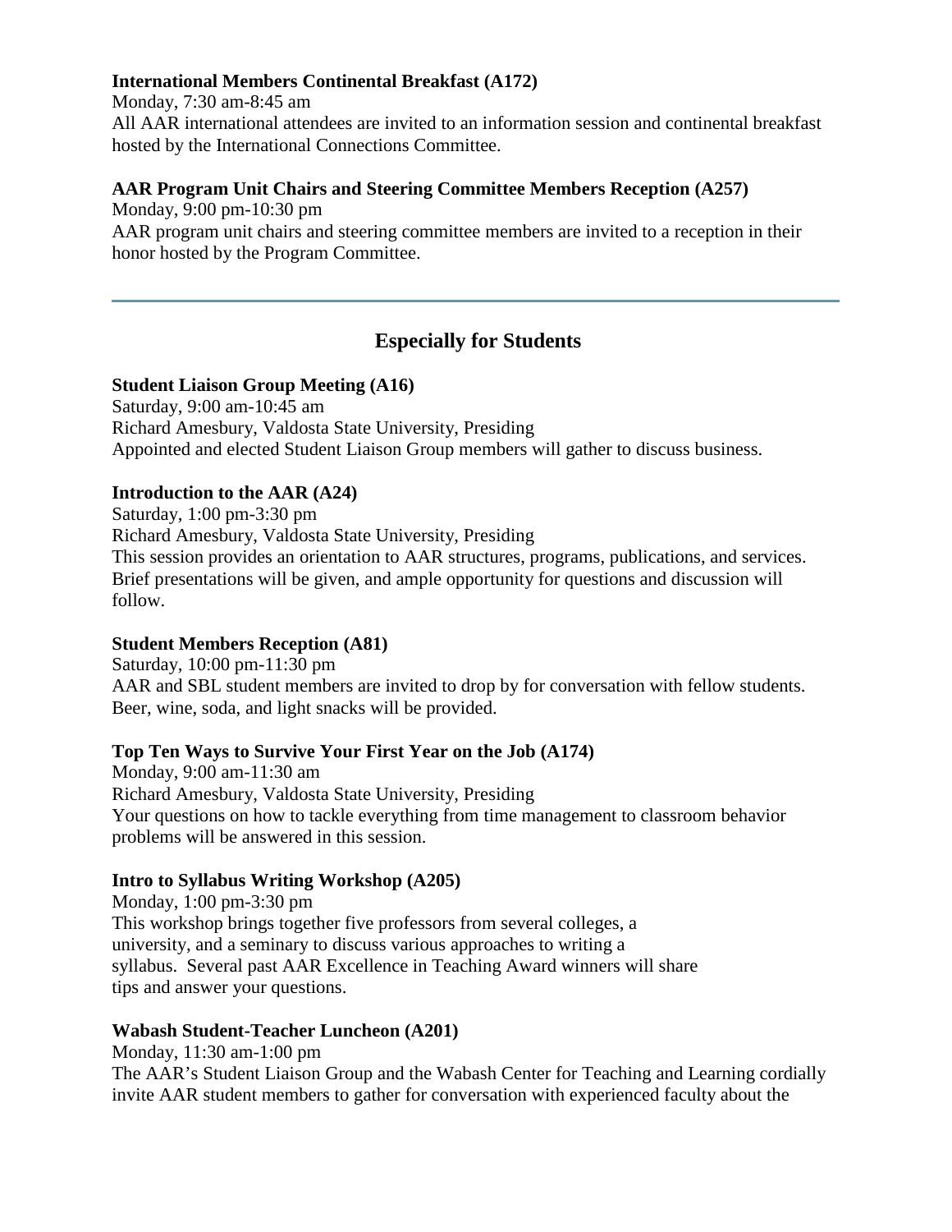**International Members Continental Breakfast (A172)**

Monday, 7:30 am-8:45 am

All AAR international attendees are invited to an information session and continental breakfast hosted by the International Connections Committee.

**AAR Program Unit Chairs and Steering Committee Members Reception (A257)**

Monday, 9:00 pm-10:30 pm

AAR program unit chairs and steering committee members are invited to a reception in their honor hosted by the Program Committee.

---

## Especially for Students

**Student Liaison Group Meeting (A16)**

Saturday, 9:00 am-10:45 am

Richard Amesbury, Valdosta State University, Presiding

Appointed and elected Student Liaison Group members will gather to discuss business.

**Introduction to the AAR (A24)**

Saturday, 1:00 pm-3:30 pm

Richard Amesbury, Valdosta State University, Presiding

This session provides an orientation to AAR structures, programs, publications, and services. Brief presentations will be given, and ample opportunity for questions and discussion will follow.

**Student Members Reception (A81)**

Saturday, 10:00 pm-11:30 pm

AAR and SBL student members are invited to drop by for conversation with fellow students. Beer, wine, soda, and light snacks will be provided.

**Top Ten Ways to Survive Your First Year on the Job (A174)**

Monday, 9:00 am-11:30 am

Richard Amesbury, Valdosta State University, Presiding

Your questions on how to tackle everything from time management to classroom behavior problems will be answered in this session.

**Intro to Syllabus Writing Workshop (A205)**

Monday, 1:00 pm-3:30 pm

This workshop brings together five professors from several colleges, a university, and a seminary to discuss various approaches to writing a syllabus. Several past AAR Excellence in Teaching Award winners will share tips and answer your questions.

**Wabash Student-Teacher Luncheon (A201)**

Monday, 11:30 am-1:00 pm

The AAR's Student Liaison Group and the Wabash Center for Teaching and Learning cordially invite AAR student members to gather for conversation with experienced faculty about the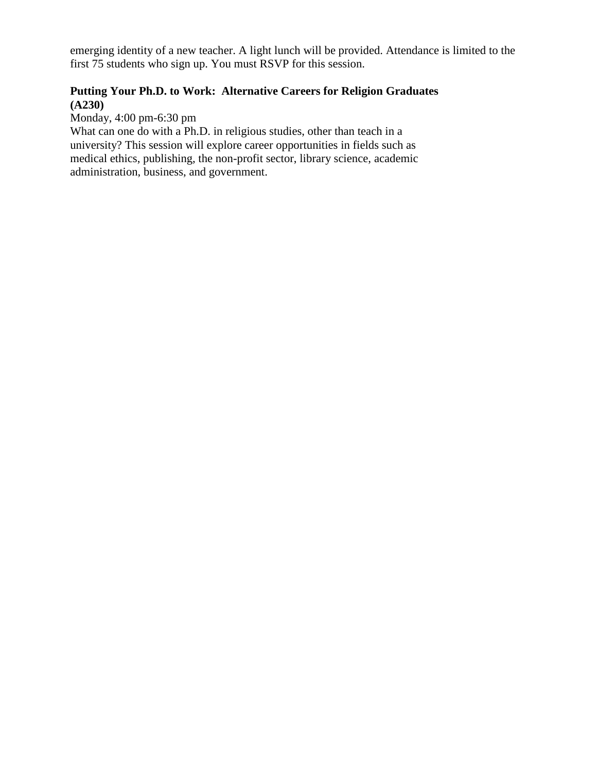emerging identity of a new teacher. A light lunch will be provided. Attendance is limited to the first 75 students who sign up. You must RSVP for this session.

**Putting Your Ph.D. to Work: Alternative Careers for Religion Graduates (A230)**

Monday, 4:00 pm-6:30 pm

What can one do with a Ph.D. in religious studies, other than teach in a university? This session will explore career opportunities in fields such as medical ethics, publishing, the non-profit sector, library science, academic administration, business, and government.